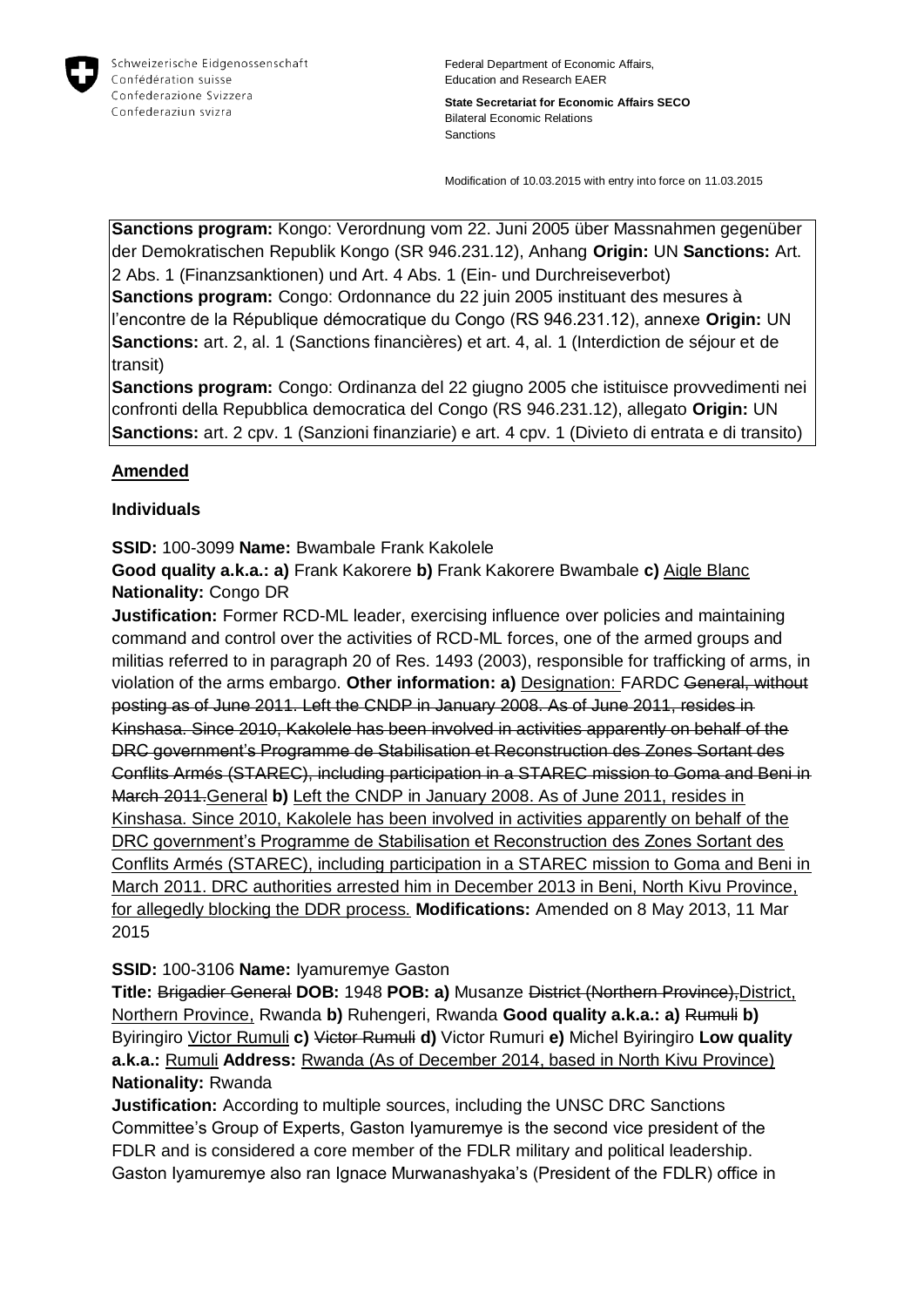Schweizerische Eidgenossenschaft
Confédération suisse
Confederazione Svizzera
Confederaziun svizra

Federal Department of Economic Affairs, Education and Research EAER

**State Secretariat for Economic Affairs SECO**
Bilateral Economic Relations
Sanctions

Modification of 10.03.2015 with entry into force on 11.03.2015

**Sanctions program:** Kongo: Verordnung vom 22. Juni 2005 über Massnahmen gegenüber der Demokratischen Republik Kongo (SR 946.231.12), Anhang **Origin:** UN **Sanctions:** Art. 2 Abs. 1 (Finanzsanktionen) und Art. 4 Abs. 1 (Ein- und Durchreiseverbot)
**Sanctions program:** Congo: Ordonnance du 22 juin 2005 instituant des mesures à l'encontre de la République démocratique du Congo (RS 946.231.12), annexe **Origin:** UN **Sanctions:** art. 2, al. 1 (Sanctions financières) et art. 4, al. 1 (Interdiction de séjour et de transit)
**Sanctions program:** Congo: Ordinanza del 22 giugno 2005 che istituisce provvedimenti nei confronti della Repubblica democratica del Congo (RS 946.231.12), allegato **Origin:** UN **Sanctions:** art. 2 cpv. 1 (Sanzioni finanziarie) e art. 4 cpv. 1 (Divieto di entrata e di transito)

## Amended

### Individuals

**SSID:** 100-3099 **Name:** Bwambale Frank Kakolele
**Good quality a.k.a.: a)** Frank Kakorere **b)** Frank Kakorere Bwambale **c)** Aigle Blanc
**Nationality:** Congo DR
**Justification:** Former RCD-ML leader, exercising influence over policies and maintaining command and control over the activities of RCD-ML forces, one of the armed groups and militias referred to in paragraph 20 of Res. 1493 (2003), responsible for trafficking of arms, in violation of the arms embargo. **Other information: a)** Designation: FARDC ~~General, without posting as of June 2011. Left the CNDP in January 2008. As of June 2011, resides in Kinshasa. Since 2010, Kakolele has been involved in activities apparently on behalf of the DRC government's Programme de Stabilisation et Reconstruction des Zones Sortant des Conflits Armés (STAREC), including participation in a STAREC mission to Goma and Beni in March 2011.~~General **b)** Left the CNDP in January 2008. As of June 2011, resides in Kinshasa. Since 2010, Kakolele has been involved in activities apparently on behalf of the DRC government's Programme de Stabilisation et Reconstruction des Zones Sortant des Conflits Armés (STAREC), including participation in a STAREC mission to Goma and Beni in March 2011. DRC authorities arrested him in December 2013 in Beni, North Kivu Province, for allegedly blocking the DDR process. **Modifications:** Amended on 8 May 2013, 11 Mar 2015

**SSID:** 100-3106 **Name:** Iyamuremye Gaston
**Title:** ~~Brigadier General~~ **DOB:** 1948 **POB: a)** Musanze ~~District (Northern Province),~~District, Northern Province, Rwanda **b)** Ruhengeri, Rwanda **Good quality a.k.a.: a)** ~~Rumuli~~ **b)** Byiringiro Victor Rumuli **c)** ~~Victor Rumuli~~ **d)** Victor Rumuri **e)** Michel Byiringiro **Low quality a.k.a.:** Rumuli **Address:** Rwanda (As of December 2014, based in North Kivu Province)
**Nationality:** Rwanda
**Justification:** According to multiple sources, including the UNSC DRC Sanctions Committee's Group of Experts, Gaston Iyamuremye is the second vice president of the FDLR and is considered a core member of the FDLR military and political leadership. Gaston Iyamuremye also ran Ignace Murwanashyaka's (President of the FDLR) office in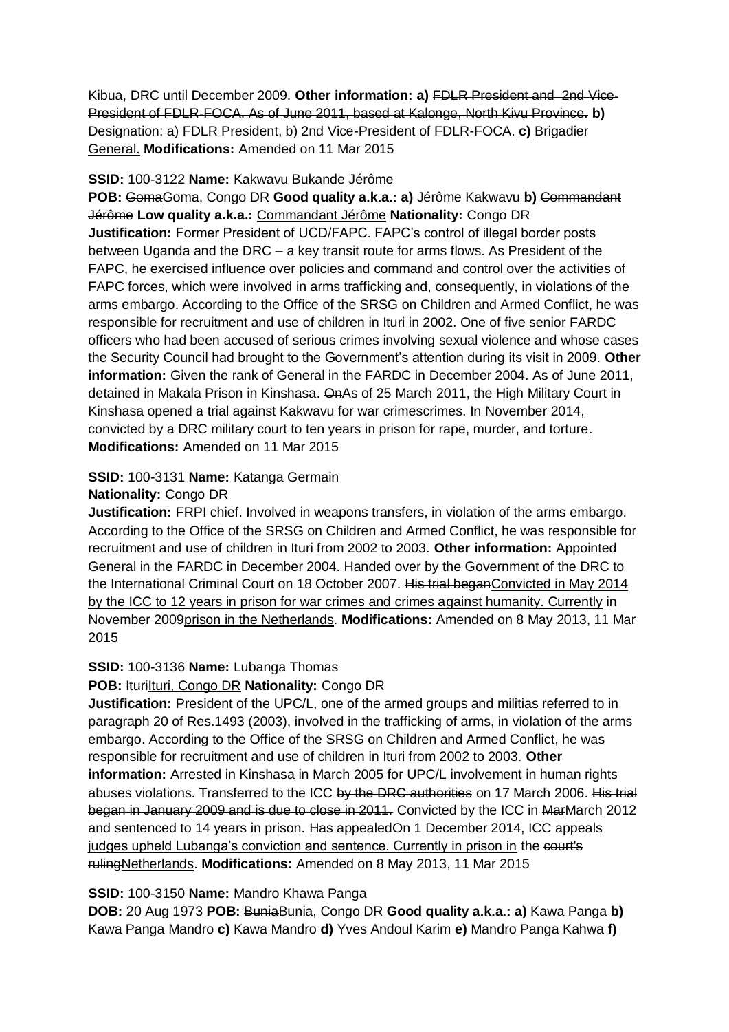Kibua, DRC until December 2009. **Other information: a)** ~~FDLR President and 2nd Vice-President of FDLR-FOCA. As of June 2011, based at Kalonge, North Kivu Province.~~ **b)** Designation: a) FDLR President, b) 2nd Vice-President of FDLR-FOCA. **c)** Brigadier General. **Modifications:** Amended on 11 Mar 2015

**SSID:** 100-3122 **Name:** Kakwavu Bukande Jérôme

**POB:** ~~Goma~~Goma, Congo DR **Good quality a.k.a.: a)** Jérôme Kakwavu **b)** ~~Commandant Jérôme~~ **Low quality a.k.a.:** Commandant Jérôme **Nationality:** Congo DR

**Justification:** Former President of UCD/FAPC. FAPC's control of illegal border posts between Uganda and the DRC – a key transit route for arms flows. As President of the FAPC, he exercised influence over policies and command and control over the activities of FAPC forces, which were involved in arms trafficking and, consequently, in violations of the arms embargo. According to the Office of the SRSG on Children and Armed Conflict, he was responsible for recruitment and use of children in Ituri in 2002. One of five senior FARDC officers who had been accused of serious crimes involving sexual violence and whose cases the Security Council had brought to the Government's attention during its visit in 2009. **Other information:** Given the rank of General in the FARDC in December 2004. As of June 2011, detained in Makala Prison in Kinshasa. ~~On~~As of 25 March 2011, the High Military Court in Kinshasa opened a trial against Kakwavu for war ~~crimes~~crimes. In November 2014, convicted by a DRC military court to ten years in prison for rape, murder, and torture. **Modifications:** Amended on 11 Mar 2015

**SSID:** 100-3131 **Name:** Katanga Germain

**Nationality:** Congo DR

**Justification:** FRPI chief. Involved in weapons transfers, in violation of the arms embargo. According to the Office of the SRSG on Children and Armed Conflict, he was responsible for recruitment and use of children in Ituri from 2002 to 2003. **Other information:** Appointed General in the FARDC in December 2004. Handed over by the Government of the DRC to the International Criminal Court on 18 October 2007. ~~His trial began~~Convicted in May 2014 by the ICC to 12 years in prison for war crimes and crimes against humanity. Currently in ~~November 2009~~prison in the Netherlands. **Modifications:** Amended on 8 May 2013, 11 Mar 2015

**SSID:** 100-3136 **Name:** Lubanga Thomas

**POB:** ~~Ituri~~Ituri, Congo DR **Nationality:** Congo DR

**Justification:** President of the UPC/L, one of the armed groups and militias referred to in paragraph 20 of Res.1493 (2003), involved in the trafficking of arms, in violation of the arms embargo. According to the Office of the SRSG on Children and Armed Conflict, he was responsible for recruitment and use of children in Ituri from 2002 to 2003. **Other information:** Arrested in Kinshasa in March 2005 for UPC/L involvement in human rights abuses violations. Transferred to the ICC ~~by the DRC authorities~~ on 17 March 2006. ~~His trial began in January 2009 and is due to close in 2011.~~ Convicted by the ICC in ~~Mar~~March 2012 and sentenced to 14 years in prison. ~~Has appealed~~On 1 December 2014, ICC appeals judges upheld Lubanga's conviction and sentence. Currently in prison in the ~~court's ruling~~Netherlands. **Modifications:** Amended on 8 May 2013, 11 Mar 2015

**SSID:** 100-3150 **Name:** Mandro Khawa Panga

**DOB:** 20 Aug 1973 **POB:** ~~Bunia~~Bunia, Congo DR **Good quality a.k.a.: a)** Kawa Panga **b)** Kawa Panga Mandro **c)** Kawa Mandro **d)** Yves Andoul Karim **e)** Mandro Panga Kahwa **f)**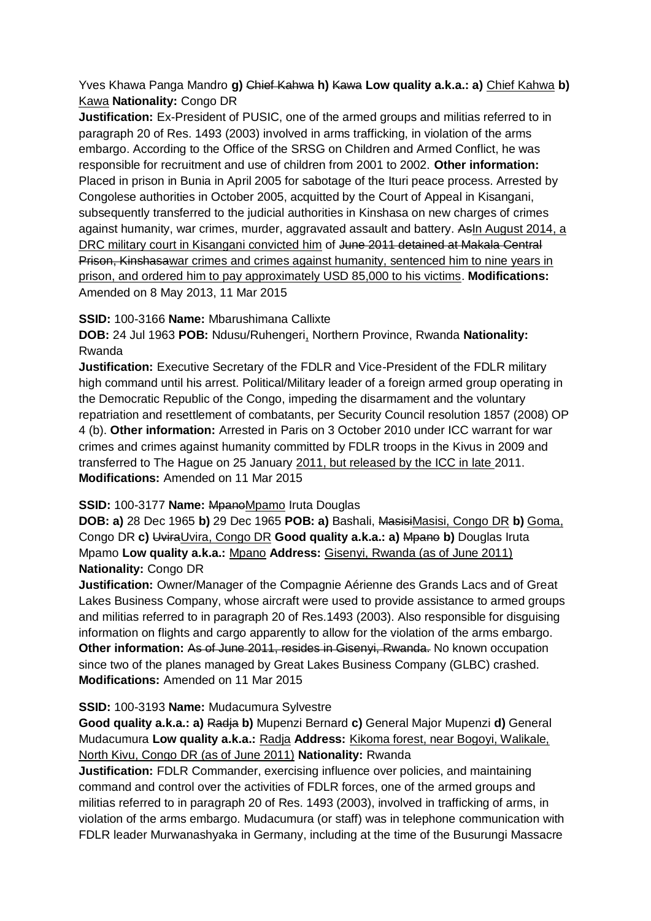Yves Khawa Panga Mandro **g)** ~~Chief Kahwa~~ **h)** ~~Kawa~~ **Low quality a.k.a.: a)** Chief Kahwa **b)** Kawa **Nationality:** Congo DR

**Justification:** Ex-President of PUSIC, one of the armed groups and militias referred to in paragraph 20 of Res. 1493 (2003) involved in arms trafficking, in violation of the arms embargo. According to the Office of the SRSG on Children and Armed Conflict, he was responsible for recruitment and use of children from 2001 to 2002. **Other information:** Placed in prison in Bunia in April 2005 for sabotage of the Ituri peace process. Arrested by Congolese authorities in October 2005, acquitted by the Court of Appeal in Kisangani, subsequently transferred to the judicial authorities in Kinshasa on new charges of crimes against humanity, war crimes, murder, aggravated assault and battery. ~~As~~In August 2014, a DRC military court in Kisangani convicted him of ~~June 2011 detained at Makala Central Prison, Kinshasa~~war crimes and crimes against humanity, sentenced him to nine years in prison, and ordered him to pay approximately USD 85,000 to his victims. **Modifications:** Amended on 8 May 2013, 11 Mar 2015

**SSID:** 100-3166 **Name:** Mbarushimana Callixte

**DOB:** 24 Jul 1963 **POB:** Ndusu/Ruhengeri, Northern Province, Rwanda **Nationality:** Rwanda

**Justification:** Executive Secretary of the FDLR and Vice-President of the FDLR military high command until his arrest. Political/Military leader of a foreign armed group operating in the Democratic Republic of the Congo, impeding the disarmament and the voluntary repatriation and resettlement of combatants, per Security Council resolution 1857 (2008) OP 4 (b). **Other information:** Arrested in Paris on 3 October 2010 under ICC warrant for war crimes and crimes against humanity committed by FDLR troops in the Kivus in 2009 and transferred to The Hague on 25 January 2011, but released by the ICC in late 2011. **Modifications:** Amended on 11 Mar 2015

**SSID:** 100-3177 **Name:** ~~Mpano~~Mpamo Iruta Douglas

**DOB: a)** 28 Dec 1965 **b)** 29 Dec 1965 **POB: a)** Bashali, ~~Masisi~~Masisi, Congo DR **b)** Goma, Congo DR **c)** ~~Uvira~~Uvira, Congo DR **Good quality a.k.a.: a)** ~~Mpano~~ **b)** Douglas Iruta Mpamo **Low quality a.k.a.:** Mpano **Address:** Gisenyi, Rwanda (as of June 2011) **Nationality:** Congo DR

**Justification:** Owner/Manager of the Compagnie Aérienne des Grands Lacs and of Great Lakes Business Company, whose aircraft were used to provide assistance to armed groups and militias referred to in paragraph 20 of Res.1493 (2003). Also responsible for disguising information on flights and cargo apparently to allow for the violation of the arms embargo. **Other information:** ~~As of June 2011, resides in Gisenyi, Rwanda.~~ No known occupation since two of the planes managed by Great Lakes Business Company (GLBC) crashed. **Modifications:** Amended on 11 Mar 2015

**SSID:** 100-3193 **Name:** Mudacumura Sylvestre

**Good quality a.k.a.: a)** ~~Radja~~ **b)** Mupenzi Bernard **c)** General Major Mupenzi **d)** General Mudacumura **Low quality a.k.a.:** Radja **Address:** Kikoma forest, near Bogoyi, Walikale, North Kivu, Congo DR (as of June 2011) **Nationality:** Rwanda

**Justification:** FDLR Commander, exercising influence over policies, and maintaining command and control over the activities of FDLR forces, one of the armed groups and militias referred to in paragraph 20 of Res. 1493 (2003), involved in trafficking of arms, in violation of the arms embargo. Mudacumura (or staff) was in telephone communication with FDLR leader Murwanashyaka in Germany, including at the time of the Busurungi Massacre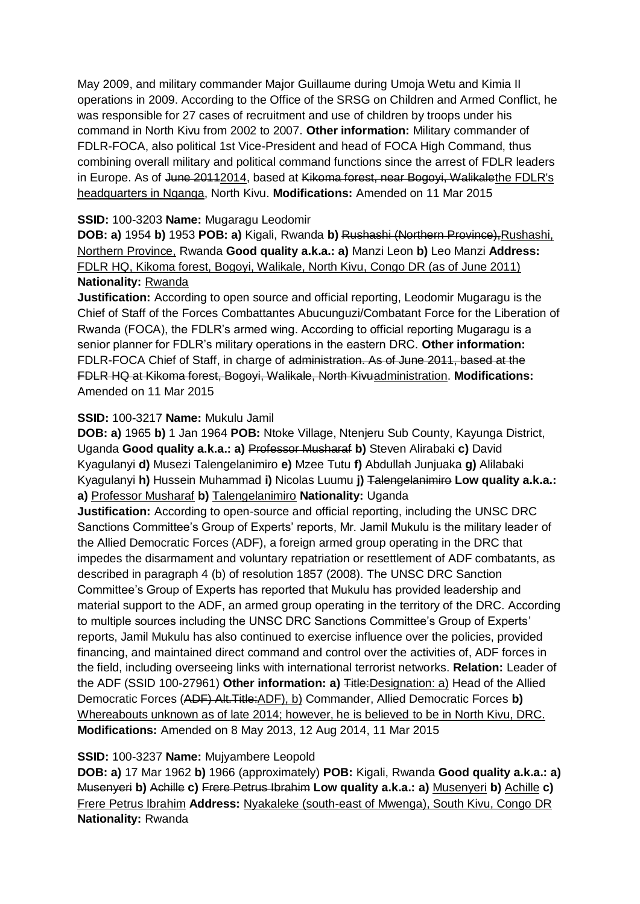May 2009, and military commander Major Guillaume during Umoja Wetu and Kimia II operations in 2009. According to the Office of the SRSG on Children and Armed Conflict, he was responsible for 27 cases of recruitment and use of children by troops under his command in North Kivu from 2002 to 2007. **Other information:** Military commander of FDLR-FOCA, also political 1st Vice-President and head of FOCA High Command, thus combining overall military and political command functions since the arrest of FDLR leaders in Europe. As of ~~June 2011~~2014, based at ~~Kikoma forest, near Bogoyi, Walikale~~the FDLR's headquarters in Nganga, North Kivu. **Modifications:** Amended on 11 Mar 2015

**SSID:** 100-3203 **Name:** Mugaragu Leodomir

**DOB: a)** 1954 **b)** 1953 **POB: a)** Kigali, Rwanda **b)** ~~Rushashi (Northern Province),~~Rushashi, Northern Province, Rwanda **Good quality a.k.a.: a)** Manzi Leon **b)** Leo Manzi **Address:** FDLR HQ, Kikoma forest, Bogoyi, Walikale, North Kivu, Congo DR (as of June 2011) **Nationality:** Rwanda

**Justification:** According to open source and official reporting, Leodomir Mugaragu is the Chief of Staff of the Forces Combattantes Abucunguzi/Combatant Force for the Liberation of Rwanda (FOCA), the FDLR's armed wing. According to official reporting Mugaragu is a senior planner for FDLR's military operations in the eastern DRC. **Other information:** FDLR-FOCA Chief of Staff, in charge of ~~administration. As of June 2011, based at the FDLR HQ at Kikoma forest, Bogoyi, Walikale, North Kivu~~administration. **Modifications:** Amended on 11 Mar 2015

**SSID:** 100-3217 **Name:** Mukulu Jamil

**DOB: a)** 1965 **b)** 1 Jan 1964 **POB:** Ntoke Village, Ntenjeru Sub County, Kayunga District, Uganda **Good quality a.k.a.: a)** ~~Professor Musharaf~~ **b)** Steven Alirabaki **c)** David Kyagulanyi **d)** Musezi Talengelanimiro **e)** Mzee Tutu **f)** Abdullah Junjuaka **g)** Alilabaki Kyagulanyi **h)** Hussein Muhammad **i)** Nicolas Luumu **j)** ~~Talengelanimiro~~ **Low quality a.k.a.: a)** Professor Musharaf **b)** Talengelanimiro **Nationality:** Uganda

**Justification:** According to open-source and official reporting, including the UNSC DRC Sanctions Committee's Group of Experts' reports, Mr. Jamil Mukulu is the military leader of the Allied Democratic Forces (ADF), a foreign armed group operating in the DRC that impedes the disarmament and voluntary repatriation or resettlement of ADF combatants, as described in paragraph 4 (b) of resolution 1857 (2008). The UNSC DRC Sanction Committee's Group of Experts has reported that Mukulu has provided leadership and material support to the ADF, an armed group operating in the territory of the DRC. According to multiple sources including the UNSC DRC Sanctions Committee's Group of Experts' reports, Jamil Mukulu has also continued to exercise influence over the policies, provided financing, and maintained direct command and control over the activities of, ADF forces in the field, including overseeing links with international terrorist networks. **Relation:** Leader of the ADF (SSID 100-27961) **Other information: a)** ~~Title:~~Designation: a) Head of the Allied Democratic Forces (~~ADF) Alt.Title:~~ADF), b) Commander, Allied Democratic Forces **b)** Whereabouts unknown as of late 2014; however, he is believed to be in North Kivu, DRC. **Modifications:** Amended on 8 May 2013, 12 Aug 2014, 11 Mar 2015

**SSID:** 100-3237 **Name:** Mujyambere Leopold

**DOB: a)** 17 Mar 1962 **b)** 1966 (approximately) **POB:** Kigali, Rwanda **Good quality a.k.a.: a)** ~~Musenyeri~~ **b)** ~~Achille~~ **c)** ~~Frere Petrus Ibrahim~~ **Low quality a.k.a.: a)** Musenyeri **b)** Achille **c)** Frere Petrus Ibrahim **Address:** Nyakaleke (south-east of Mwenga), South Kivu, Congo DR **Nationality:** Rwanda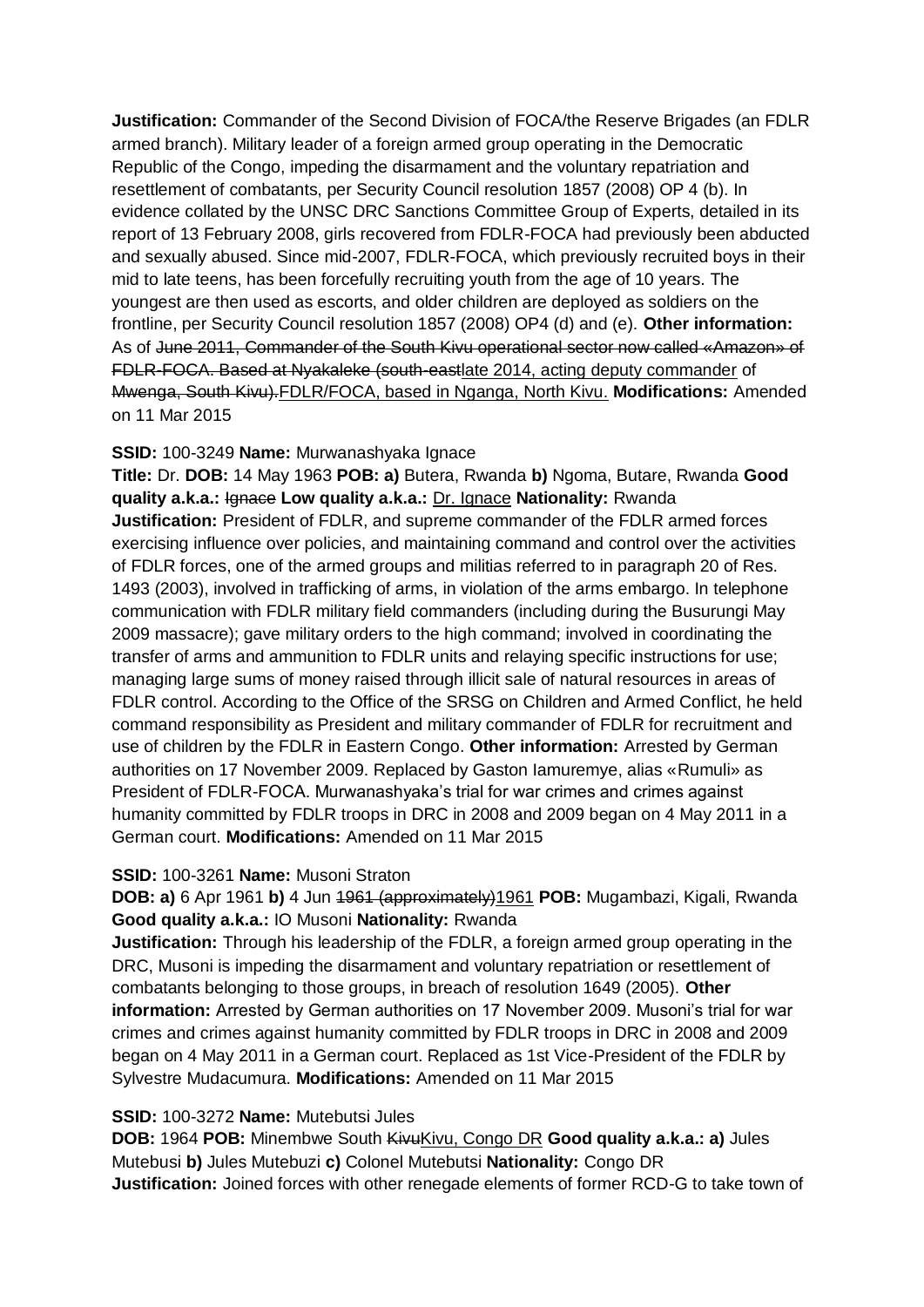**Justification:** Commander of the Second Division of FOCA/the Reserve Brigades (an FDLR armed branch). Military leader of a foreign armed group operating in the Democratic Republic of the Congo, impeding the disarmament and the voluntary repatriation and resettlement of combatants, per Security Council resolution 1857 (2008) OP 4 (b). In evidence collated by the UNSC DRC Sanctions Committee Group of Experts, detailed in its report of 13 February 2008, girls recovered from FDLR-FOCA had previously been abducted and sexually abused. Since mid-2007, FDLR-FOCA, which previously recruited boys in their mid to late teens, has been forcefully recruiting youth from the age of 10 years. The youngest are then used as escorts, and older children are deployed as soldiers on the frontline, per Security Council resolution 1857 (2008) OP4 (d) and (e). **Other information:** As of ~~June 2011, Commander of the South Kivu operational sector now called «Amazon» of FDLR-FOCA. Based at Nyakaleke (south-east~~late 2014, acting deputy commander of ~~Mwenga, South Kivu).~~FDLR/FOCA, based in Nganga, North Kivu. **Modifications:** Amended on 11 Mar 2015

**SSID:** 100-3249 **Name:** Murwanashyaka Ignace

**Title:** Dr. **DOB:** 14 May 1963 **POB: a)** Butera, Rwanda **b)** Ngoma, Butare, Rwanda **Good quality a.k.a.:** ~~Ignace~~ **Low quality a.k.a.:** Dr. Ignace **Nationality:** Rwanda

**Justification:** President of FDLR, and supreme commander of the FDLR armed forces exercising influence over policies, and maintaining command and control over the activities of FDLR forces, one of the armed groups and militias referred to in paragraph 20 of Res. 1493 (2003), involved in trafficking of arms, in violation of the arms embargo. In telephone communication with FDLR military field commanders (including during the Busurungi May 2009 massacre); gave military orders to the high command; involved in coordinating the transfer of arms and ammunition to FDLR units and relaying specific instructions for use; managing large sums of money raised through illicit sale of natural resources in areas of FDLR control. According to the Office of the SRSG on Children and Armed Conflict, he held command responsibility as President and military commander of FDLR for recruitment and use of children by the FDLR in Eastern Congo. **Other information:** Arrested by German authorities on 17 November 2009. Replaced by Gaston Iamuremye, alias «Rumuli» as President of FDLR-FOCA. Murwanashyaka's trial for war crimes and crimes against humanity committed by FDLR troops in DRC in 2008 and 2009 began on 4 May 2011 in a German court. **Modifications:** Amended on 11 Mar 2015

**SSID:** 100-3261 **Name:** Musoni Straton

**DOB: a)** 6 Apr 1961 **b)** 4 Jun ~~1961 (approximately)~~1961 **POB:** Mugambazi, Kigali, Rwanda **Good quality a.k.a.:** IO Musoni **Nationality:** Rwanda

**Justification:** Through his leadership of the FDLR, a foreign armed group operating in the DRC, Musoni is impeding the disarmament and voluntary repatriation or resettlement of combatants belonging to those groups, in breach of resolution 1649 (2005). **Other information:** Arrested by German authorities on 17 November 2009. Musoni's trial for war crimes and crimes against humanity committed by FDLR troops in DRC in 2008 and 2009 began on 4 May 2011 in a German court. Replaced as 1st Vice-President of the FDLR by Sylvestre Mudacumura. **Modifications:** Amended on 11 Mar 2015

**SSID:** 100-3272 **Name:** Mutebutsi Jules

**DOB:** 1964 **POB:** Minembwe South ~~Kivu~~Kivu, Congo DR **Good quality a.k.a.: a)** Jules Mutebusi **b)** Jules Mutebuzi **c)** Colonel Mutebutsi **Nationality:** Congo DR

**Justification:** Joined forces with other renegade elements of former RCD-G to take town of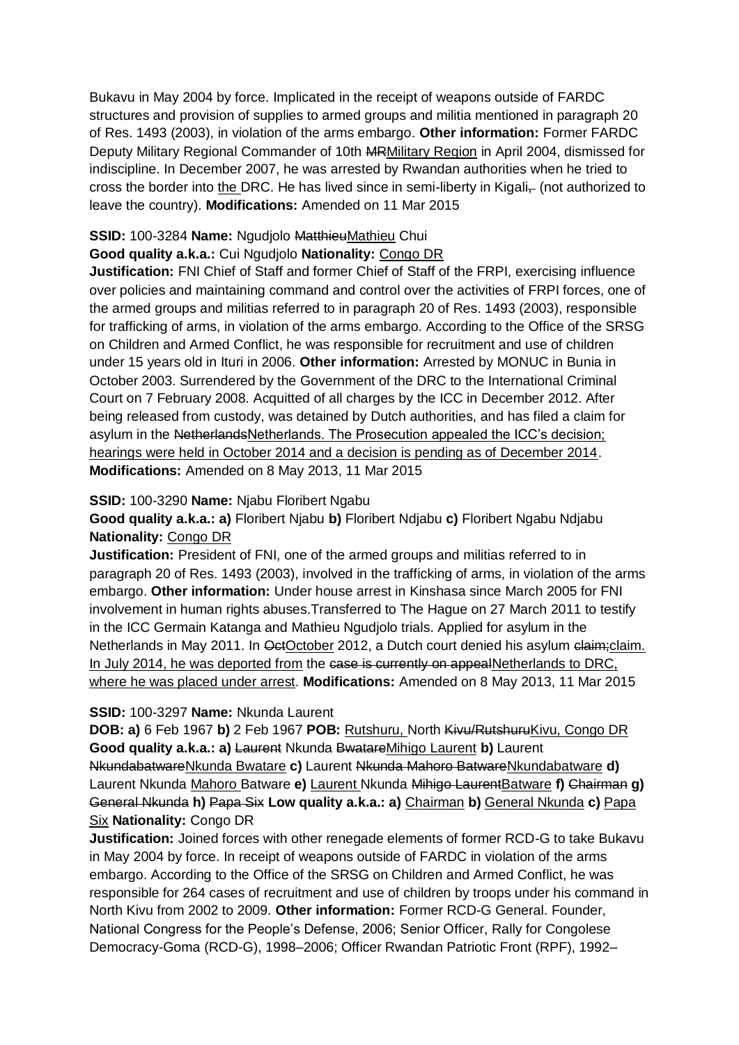Bukavu in May 2004 by force. Implicated in the receipt of weapons outside of FARDC structures and provision of supplies to armed groups and militia mentioned in paragraph 20 of Res. 1493 (2003), in violation of the arms embargo. **Other information:** Former FARDC Deputy Military Regional Commander of 10th ~~MR~~Military Region in April 2004, dismissed for indiscipline. In December 2007, he was arrested by Rwandan authorities when he tried to cross the border into the DRC. He has lived since in semi-liberty in Kigali~~,~~ (not authorized to leave the country). **Modifications:** Amended on 11 Mar 2015

**SSID:** 100-3284 **Name:** Ngudjolo ~~Matthieu~~Mathieu Chui
**Good quality a.k.a.:** Cui Ngudjolo **Nationality:** Congo DR
**Justification:** FNI Chief of Staff and former Chief of Staff of the FRPI, exercising influence over policies and maintaining command and control over the activities of FRPI forces, one of the armed groups and militias referred to in paragraph 20 of Res. 1493 (2003), responsible for trafficking of arms, in violation of the arms embargo. According to the Office of the SRSG on Children and Armed Conflict, he was responsible for recruitment and use of children under 15 years old in Ituri in 2006. **Other information:** Arrested by MONUC in Bunia in October 2003. Surrendered by the Government of the DRC to the International Criminal Court on 7 February 2008. Acquitted of all charges by the ICC in December 2012. After being released from custody, was detained by Dutch authorities, and has filed a claim for asylum in the ~~Netherlands~~Netherlands. The Prosecution appealed the ICC's decision; hearings were held in October 2014 and a decision is pending as of December 2014.
**Modifications:** Amended on 8 May 2013, 11 Mar 2015

**SSID:** 100-3290 **Name:** Njabu Floribert Ngabu
**Good quality a.k.a.: a)** Floribert Njabu **b)** Floribert Ndjabu **c)** Floribert Ngabu Ndjabu
**Nationality:** Congo DR
**Justification:** President of FNI, one of the armed groups and militias referred to in paragraph 20 of Res. 1493 (2003), involved in the trafficking of arms, in violation of the arms embargo. **Other information:** Under house arrest in Kinshasa since March 2005 for FNI involvement in human rights abuses.Transferred to The Hague on 27 March 2011 to testify in the ICC Germain Katanga and Mathieu Ngudjolo trials. Applied for asylum in the Netherlands in May 2011. In ~~Oct~~October 2012, a Dutch court denied his asylum ~~claim;~~claim. In July 2014, he was deported from the ~~case is currently on appeal~~Netherlands to DRC, where he was placed under arrest. **Modifications:** Amended on 8 May 2013, 11 Mar 2015

**SSID:** 100-3297 **Name:** Nkunda Laurent
**DOB: a)** 6 Feb 1967 **b)** 2 Feb 1967 **POB:** Rutshuru, North ~~Kivu/Rutshuru~~Kivu, Congo DR
**Good quality a.k.a.: a)** ~~Laurent~~ Nkunda ~~Bwatare~~Mihigo Laurent **b)** Laurent ~~Nkundabatware~~Nkunda Bwatare **c)** Laurent ~~Nkunda Mahoro Batware~~Nkundabatware **d)** Laurent Nkunda Mahoro Batware **e)** Laurent Nkunda ~~Mihigo Laurent~~Batware **f)** ~~Chairman~~ **g)** ~~General Nkunda~~ **h)** ~~Papa Six~~ **Low quality a.k.a.: a)** Chairman **b)** General Nkunda **c)** Papa Six **Nationality:** Congo DR
**Justification:** Joined forces with other renegade elements of former RCD-G to take Bukavu in May 2004 by force. In receipt of weapons outside of FARDC in violation of the arms embargo. According to the Office of the SRSG on Children and Armed Conflict, he was responsible for 264 cases of recruitment and use of children by troops under his command in North Kivu from 2002 to 2009. **Other information:** Former RCD-G General. Founder, National Congress for the People's Defense, 2006; Senior Officer, Rally for Congolese Democracy-Goma (RCD-G), 1998–2006; Officer Rwandan Patriotic Front (RPF), 1992–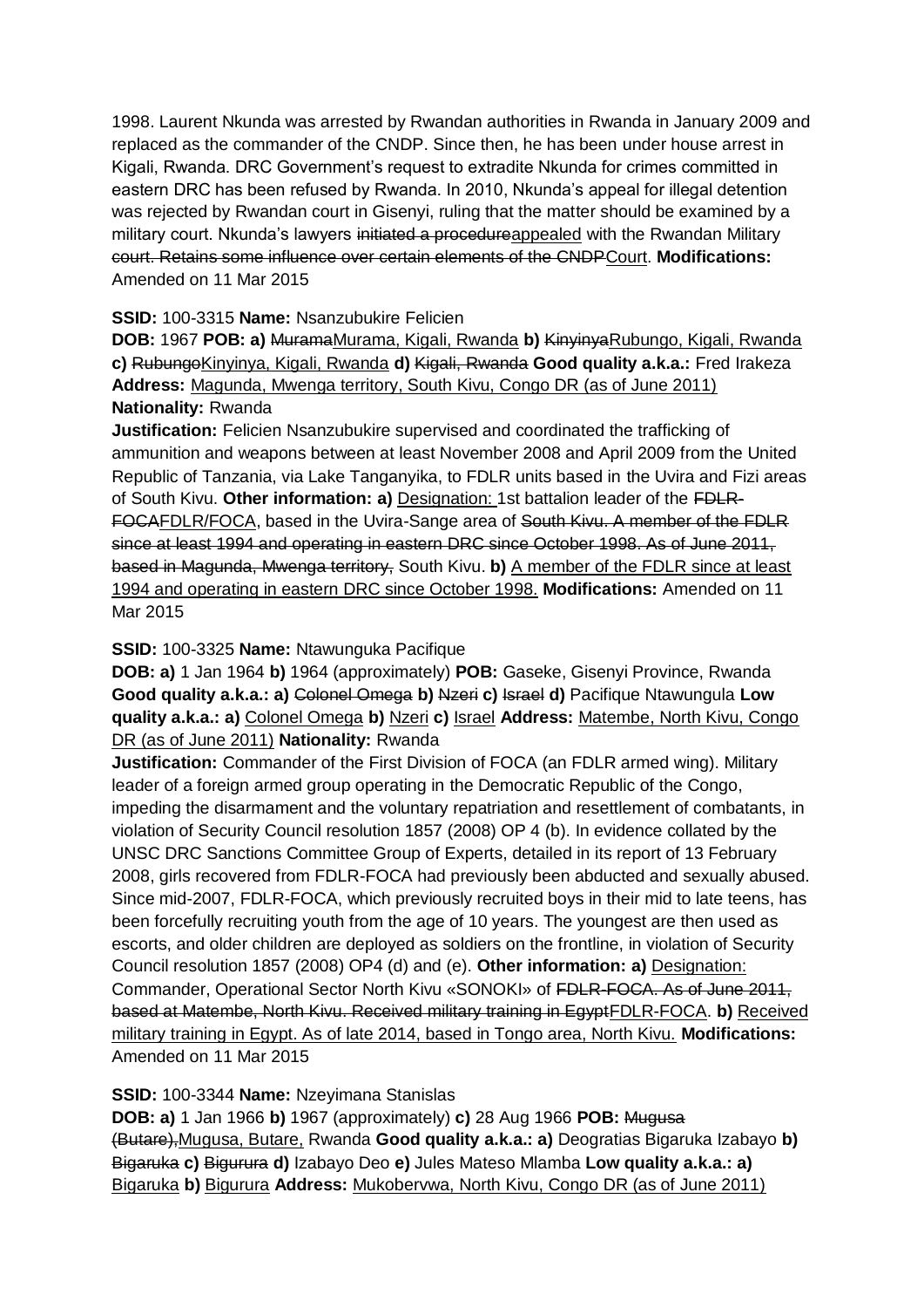1998. Laurent Nkunda was arrested by Rwandan authorities in Rwanda in January 2009 and replaced as the commander of the CNDP. Since then, he has been under house arrest in Kigali, Rwanda. DRC Government's request to extradite Nkunda for crimes committed in eastern DRC has been refused by Rwanda. In 2010, Nkunda's appeal for illegal detention was rejected by Rwandan court in Gisenyi, ruling that the matter should be examined by a military court. Nkunda's lawyers ~~initiated a procedure~~appealed with the Rwandan Military ~~court. Retains some influence over certain elements of the CNDP~~Court. **Modifications:** Amended on 11 Mar 2015

**SSID:** 100-3315 **Name:** Nsanzubukire Felicien

**DOB:** 1967 **POB: a)** ~~Murama~~Murama, Kigali, Rwanda **b)** ~~Kinyinya~~Rubungo, Kigali, Rwanda **c)** ~~Rubungo~~Kinyinya, Kigali, Rwanda **d)** ~~Kigali, Rwanda~~ **Good quality a.k.a.:** Fred Irakeza **Address:** Magunda, Mwenga territory, South Kivu, Congo DR (as of June 2011) **Nationality:** Rwanda

**Justification:** Felicien Nsanzubukire supervised and coordinated the trafficking of ammunition and weapons between at least November 2008 and April 2009 from the United Republic of Tanzania, via Lake Tanganyika, to FDLR units based in the Uvira and Fizi areas of South Kivu. **Other information: a)** Designation: 1st battalion leader of the ~~FDLR-FOCA~~FDLR/FOCA, based in the Uvira-Sange area of ~~South Kivu. A member of the FDLR since at least 1994 and operating in eastern DRC since October 1998. As of June 2011, based in Magunda, Mwenga territory,~~ South Kivu. **b)** A member of the FDLR since at least 1994 and operating in eastern DRC since October 1998. **Modifications:** Amended on 11 Mar 2015

**SSID:** 100-3325 **Name:** Ntawunguka Pacifique

**DOB: a)** 1 Jan 1964 **b)** 1964 (approximately) **POB:** Gaseke, Gisenyi Province, Rwanda **Good quality a.k.a.: a)** ~~Colonel Omega~~ **b)** ~~Nzeri~~ **c)** ~~Israel~~ **d)** Pacifique Ntawungula **Low quality a.k.a.: a)** Colonel Omega **b)** Nzeri **c)** Israel **Address:** Matembe, North Kivu, Congo DR (as of June 2011) **Nationality:** Rwanda

**Justification:** Commander of the First Division of FOCA (an FDLR armed wing). Military leader of a foreign armed group operating in the Democratic Republic of the Congo, impeding the disarmament and the voluntary repatriation and resettlement of combatants, in violation of Security Council resolution 1857 (2008) OP 4 (b). In evidence collated by the UNSC DRC Sanctions Committee Group of Experts, detailed in its report of 13 February 2008, girls recovered from FDLR-FOCA had previously been abducted and sexually abused. Since mid-2007, FDLR-FOCA, which previously recruited boys in their mid to late teens, has been forcefully recruiting youth from the age of 10 years. The youngest are then used as escorts, and older children are deployed as soldiers on the frontline, in violation of Security Council resolution 1857 (2008) OP4 (d) and (e). **Other information: a)** Designation: Commander, Operational Sector North Kivu «SONOKI» of ~~FDLR-FOCA. As of June 2011, based at Matembe, North Kivu. Received military training in Egypt~~FDLR-FOCA. **b)** Received military training in Egypt. As of late 2014, based in Tongo area, North Kivu. **Modifications:** Amended on 11 Mar 2015

**SSID:** 100-3344 **Name:** Nzeyimana Stanislas

**DOB: a)** 1 Jan 1966 **b)** 1967 (approximately) **c)** 28 Aug 1966 **POB:** ~~Mugusa (Butare),~~Mugusa, Butare, Rwanda **Good quality a.k.a.: a)** Deogratias Bigaruka Izabayo **b)** ~~Bigaruka~~ **c)** ~~Bigurura~~ **d)** Izabayo Deo **e)** Jules Mateso Mlamba **Low quality a.k.a.: a)** Bigaruka **b)** Bigurura **Address:** Mukobervwa, North Kivu, Congo DR (as of June 2011)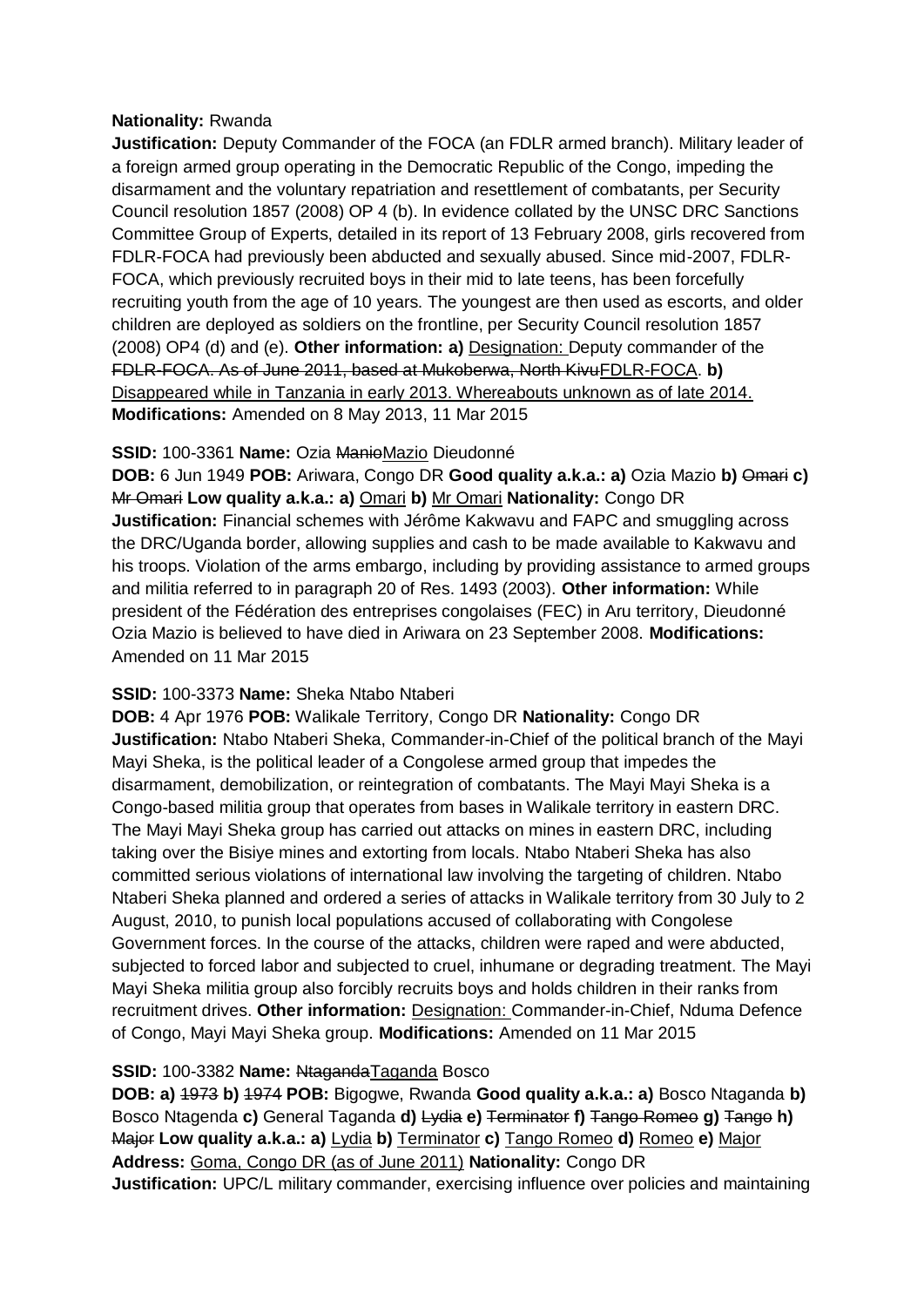**Nationality:** Rwanda
**Justification:** Deputy Commander of the FOCA (an FDLR armed branch). Military leader of a foreign armed group operating in the Democratic Republic of the Congo, impeding the disarmament and the voluntary repatriation and resettlement of combatants, per Security Council resolution 1857 (2008) OP 4 (b). In evidence collated by the UNSC DRC Sanctions Committee Group of Experts, detailed in its report of 13 February 2008, girls recovered from FDLR-FOCA had previously been abducted and sexually abused. Since mid-2007, FDLR-FOCA, which previously recruited boys in their mid to late teens, has been forcefully recruiting youth from the age of 10 years. The youngest are then used as escorts, and older children are deployed as soldiers on the frontline, per Security Council resolution 1857 (2008) OP4 (d) and (e). **Other information: a)** Designation: Deputy commander of the ~~FDLR-FOCA. As of June 2011, based at Mukoberwa, North Kivu~~FDLR-FOCA. **b)** Disappeared while in Tanzania in early 2013. Whereabouts unknown as of late 2014. **Modifications:** Amended on 8 May 2013, 11 Mar 2015

**SSID:** 100-3361 **Name:** Ozia ~~Manio~~Mazio Dieudonné
**DOB:** 6 Jun 1949 **POB:** Ariwara, Congo DR **Good quality a.k.a.: a)** Ozia Mazio **b)** ~~Omari~~ **c)** ~~Mr Omari~~ **Low quality a.k.a.: a)** Omari **b)** Mr Omari **Nationality:** Congo DR
**Justification:** Financial schemes with Jérôme Kakwavu and FAPC and smuggling across the DRC/Uganda border, allowing supplies and cash to be made available to Kakwavu and his troops. Violation of the arms embargo, including by providing assistance to armed groups and militia referred to in paragraph 20 of Res. 1493 (2003). **Other information:** While president of the Fédération des entreprises congolaises (FEC) in Aru territory, Dieudonné Ozia Mazio is believed to have died in Ariwara on 23 September 2008. **Modifications:** Amended on 11 Mar 2015

**SSID:** 100-3373 **Name:** Sheka Ntabo Ntaberi
**DOB:** 4 Apr 1976 **POB:** Walikale Territory, Congo DR **Nationality:** Congo DR
**Justification:** Ntabo Ntaberi Sheka, Commander-in-Chief of the political branch of the Mayi Mayi Sheka, is the political leader of a Congolese armed group that impedes the disarmament, demobilization, or reintegration of combatants. The Mayi Mayi Sheka is a Congo-based militia group that operates from bases in Walikale territory in eastern DRC. The Mayi Mayi Sheka group has carried out attacks on mines in eastern DRC, including taking over the Bisiye mines and extorting from locals. Ntabo Ntaberi Sheka has also committed serious violations of international law involving the targeting of children. Ntabo Ntaberi Sheka planned and ordered a series of attacks in Walikale territory from 30 July to 2 August, 2010, to punish local populations accused of collaborating with Congolese Government forces. In the course of the attacks, children were raped and were abducted, subjected to forced labor and subjected to cruel, inhumane or degrading treatment. The Mayi Mayi Sheka militia group also forcibly recruits boys and holds children in their ranks from recruitment drives. **Other information:** Designation: Commander-in-Chief, Nduma Defence of Congo, Mayi Mayi Sheka group. **Modifications:** Amended on 11 Mar 2015

**SSID:** 100-3382 **Name:** ~~Ntaganda~~Taganda Bosco
**DOB: a)** ~~1973~~ **b)** ~~1974~~ **POB:** Bigogwe, Rwanda **Good quality a.k.a.: a)** Bosco Ntaganda **b)** Bosco Ntagenda **c)** General Taganda **d)** ~~Lydia~~ **e)** ~~Terminator~~ **f)** ~~Tango Romeo~~ **g)** ~~Tango~~ **h)** ~~Major~~ **Low quality a.k.a.: a)** Lydia **b)** Terminator **c)** Tango Romeo **d)** Romeo **e)** Major
**Address:** Goma, Congo DR (as of June 2011) **Nationality:** Congo DR
**Justification:** UPC/L military commander, exercising influence over policies and maintaining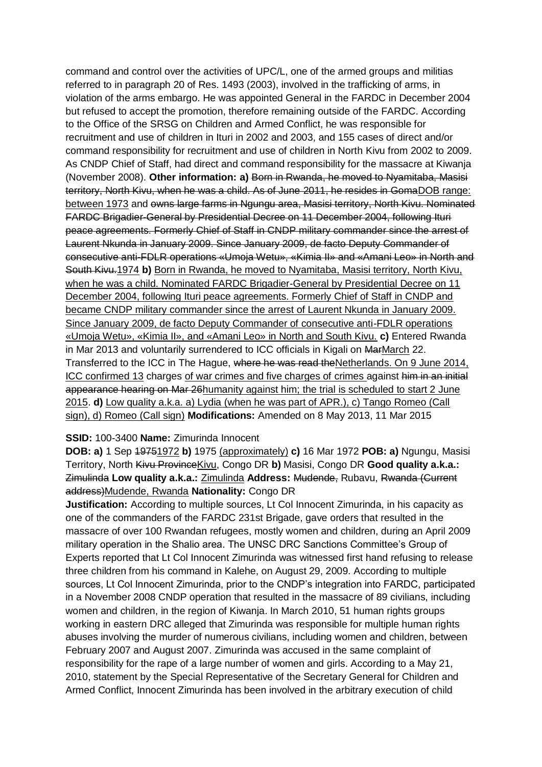command and control over the activities of UPC/L, one of the armed groups and militias referred to in paragraph 20 of Res. 1493 (2003), involved in the trafficking of arms, in violation of the arms embargo. He was appointed General in the FARDC in December 2004 but refused to accept the promotion, therefore remaining outside of the FARDC. According to the Office of the SRSG on Children and Armed Conflict, he was responsible for recruitment and use of children in Ituri in 2002 and 2003, and 155 cases of direct and/or command responsibility for recruitment and use of children in North Kivu from 2002 to 2009. As CNDP Chief of Staff, had direct and command responsibility for the massacre at Kiwanja (November 2008). **Other information: a)** ~~Born in Rwanda, he moved to Nyamitaba, Masisi territory, North Kivu, when he was a child. As of June 2011, he resides in Goma~~DOB range: between 1973 and ~~owns large farms in Ngungu area, Masisi territory, North Kivu. Nominated FARDC Brigadier-General by Presidential Decree on 11 December 2004, following Ituri peace agreements. Formerly Chief of Staff in CNDP military commander since the arrest of Laurent Nkunda in January 2009. Since January 2009, de facto Deputy Commander of consecutive anti-FDLR operations «Umoja Wetu», «Kimia II» and «Amani Leo» in North and South Kivu.~~1974 **b)** Born in Rwanda, he moved to Nyamitaba, Masisi territory, North Kivu, when he was a child. Nominated FARDC Brigadier-General by Presidential Decree on 11 December 2004, following Ituri peace agreements. Formerly Chief of Staff in CNDP and became CNDP military commander since the arrest of Laurent Nkunda in January 2009. Since January 2009, de facto Deputy Commander of consecutive anti-FDLR operations «Umoja Wetu», «Kimia II», and «Amani Leo» in North and South Kivu. **c)** Entered Rwanda in Mar 2013 and voluntarily surrendered to ICC officials in Kigali on ~~Mar~~March 22. Transferred to the ICC in The Hague, ~~where he was read the~~Netherlands. On 9 June 2014, ICC confirmed 13 charges of war crimes and five charges of crimes against ~~him in an initial appearance hearing on Mar 26~~humanity against him; the trial is scheduled to start 2 June 2015. **d)** Low quality a.k.a. a) Lydia (when he was part of APR.), c) Tango Romeo (Call sign), d) Romeo (Call sign) **Modifications:** Amended on 8 May 2013, 11 Mar 2015

**SSID:** 100-3400 **Name:** Zimurinda Innocent

**DOB: a)** 1 Sep ~~1975~~1972 **b)** 1975 (approximately) **c)** 16 Mar 1972 **POB: a)** Ngungu, Masisi Territory, North ~~Kivu Province~~Kivu, Congo DR **b)** Masisi, Congo DR **Good quality a.k.a.:** ~~Zimulinda~~ **Low quality a.k.a.:** Zimulinda **Address:** ~~Mudende,~~ Rubavu, ~~Rwanda (Current address)~~Mudende, Rwanda **Nationality:** Congo DR

**Justification:** According to multiple sources, Lt Col Innocent Zimurinda, in his capacity as one of the commanders of the FARDC 231st Brigade, gave orders that resulted in the massacre of over 100 Rwandan refugees, mostly women and children, during an April 2009 military operation in the Shalio area. The UNSC DRC Sanctions Committee's Group of Experts reported that Lt Col Innocent Zimurinda was witnessed first hand refusing to release three children from his command in Kalehe, on August 29, 2009. According to multiple sources, Lt Col Innocent Zimurinda, prior to the CNDP's integration into FARDC, participated in a November 2008 CNDP operation that resulted in the massacre of 89 civilians, including women and children, in the region of Kiwanja. In March 2010, 51 human rights groups working in eastern DRC alleged that Zimurinda was responsible for multiple human rights abuses involving the murder of numerous civilians, including women and children, between February 2007 and August 2007. Zimurinda was accused in the same complaint of responsibility for the rape of a large number of women and girls. According to a May 21, 2010, statement by the Special Representative of the Secretary General for Children and Armed Conflict, Innocent Zimurinda has been involved in the arbitrary execution of child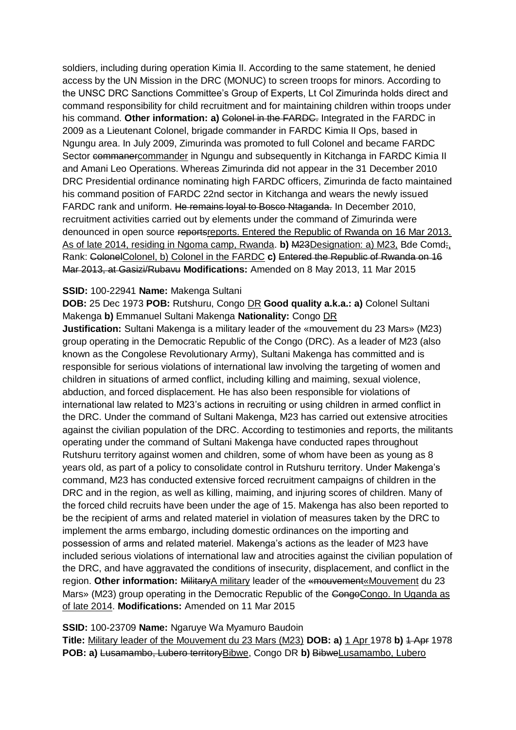soldiers, including during operation Kimia II. According to the same statement, he denied access by the UN Mission in the DRC (MONUC) to screen troops for minors. According to the UNSC DRC Sanctions Committee's Group of Experts, Lt Col Zimurinda holds direct and command responsibility for child recruitment and for maintaining children within troops under his command. **Other information: a)** ~~Colonel in the FARDC.~~ Integrated in the FARDC in 2009 as a Lieutenant Colonel, brigade commander in FARDC Kimia II Ops, based in Ngungu area. In July 2009, Zimurinda was promoted to full Colonel and became FARDC Sector ~~commaner~~commander in Ngungu and subsequently in Kitchanga in FARDC Kimia II and Amani Leo Operations. Whereas Zimurinda did not appear in the 31 December 2010 DRC Presidential ordinance nominating high FARDC officers, Zimurinda de facto maintained his command position of FARDC 22nd sector in Kitchanga and wears the newly issued FARDC rank and uniform. ~~He remains loyal to Bosco Ntaganda.~~ In December 2010, recruitment activities carried out by elements under the command of Zimurinda were denounced in open source ~~reports~~reports. Entered the Republic of Rwanda on 16 Mar 2013. As of late 2014, residing in Ngoma camp, Rwanda. **b)** ~~M23~~Designation: a) M23, Bde Comd~~;~~, Rank: ~~Colonel~~Colonel, b) Colonel in the FARDC **c)** ~~Entered the Republic of Rwanda on 16 Mar 2013, at Gasizi/Rubavu~~ **Modifications:** Amended on 8 May 2013, 11 Mar 2015

**SSID:** 100-22941 **Name:** Makenga Sultani

**DOB:** 25 Dec 1973 **POB:** Rutshuru, Congo DR **Good quality a.k.a.: a)** Colonel Sultani Makenga **b)** Emmanuel Sultani Makenga **Nationality:** Congo DR

**Justification:** Sultani Makenga is a military leader of the «mouvement du 23 Mars» (M23) group operating in the Democratic Republic of the Congo (DRC). As a leader of M23 (also known as the Congolese Revolutionary Army), Sultani Makenga has committed and is responsible for serious violations of international law involving the targeting of women and children in situations of armed conflict, including killing and maiming, sexual violence, abduction, and forced displacement. He has also been responsible for violations of international law related to M23's actions in recruiting or using children in armed conflict in the DRC. Under the command of Sultani Makenga, M23 has carried out extensive atrocities against the civilian population of the DRC. According to testimonies and reports, the militants operating under the command of Sultani Makenga have conducted rapes throughout Rutshuru territory against women and children, some of whom have been as young as 8 years old, as part of a policy to consolidate control in Rutshuru territory. Under Makenga's command, M23 has conducted extensive forced recruitment campaigns of children in the DRC and in the region, as well as killing, maiming, and injuring scores of children. Many of the forced child recruits have been under the age of 15. Makenga has also been reported to be the recipient of arms and related materiel in violation of measures taken by the DRC to implement the arms embargo, including domestic ordinances on the importing and possession of arms and related materiel. Makenga's actions as the leader of M23 have included serious violations of international law and atrocities against the civilian population of the DRC, and have aggravated the conditions of insecurity, displacement, and conflict in the region. **Other information:** ~~Military~~A military leader of the ~~«mouvement~~«Mouvement du 23 Mars» (M23) group operating in the Democratic Republic of the ~~Congo~~Congo. In Uganda as of late 2014. **Modifications:** Amended on 11 Mar 2015

**SSID:** 100-23709 **Name:** Ngaruye Wa Myamuro Baudoin

**Title:** Military leader of the Mouvement du 23 Mars (M23) **DOB: a)** 1 Apr 1978 **b)** ~~1 Apr~~ 1978
**POB: a)** ~~Lusamambo, Lubero territory~~Bibwe, Congo DR **b)** ~~Bibwe~~Lusamambo, Lubero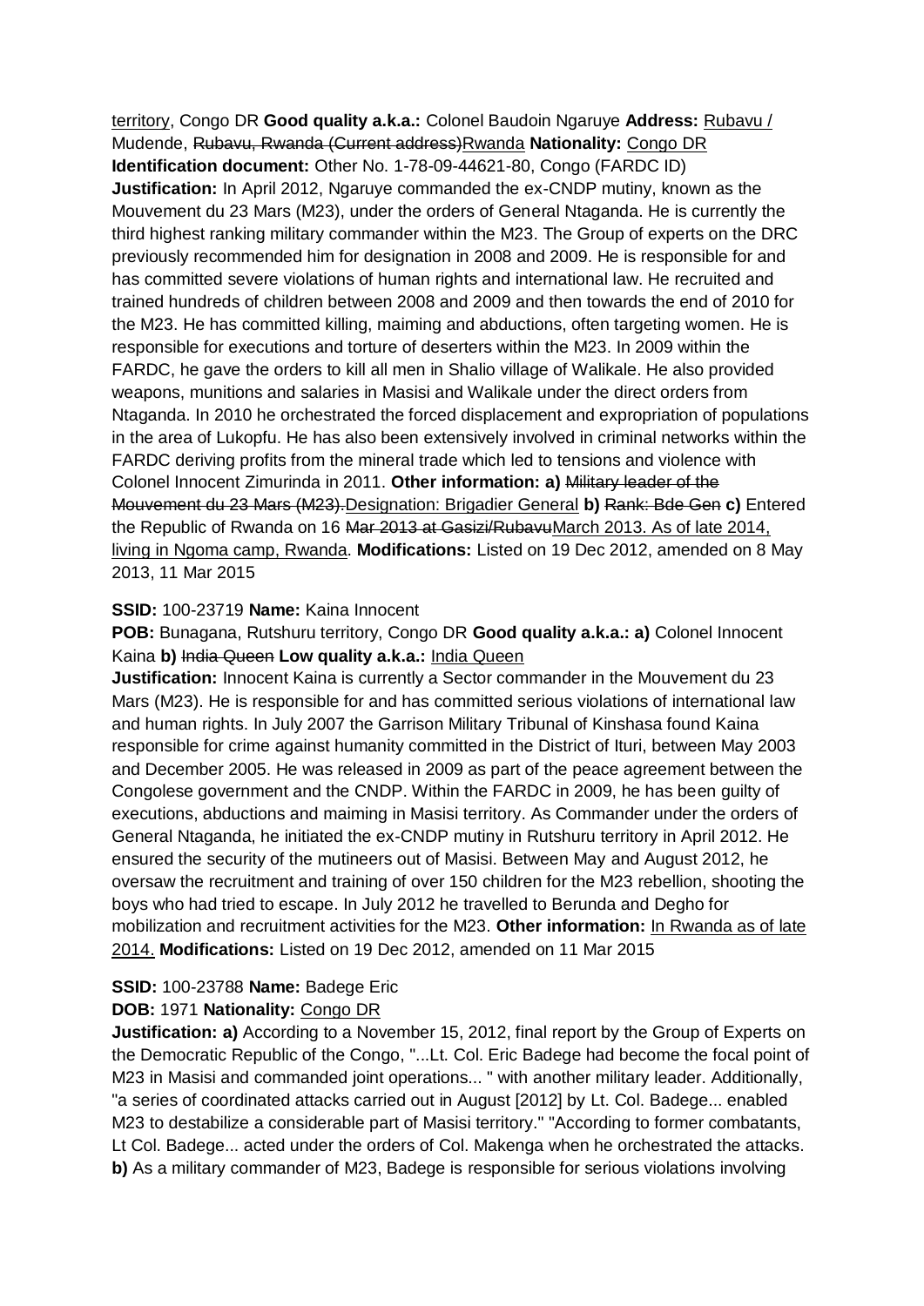territory, Congo DR **Good quality a.k.a.:** Colonel Baudoin Ngaruye **Address:** Rubavu / Mudende, ~~Rubavu, Rwanda (Current address)~~Rwanda **Nationality:** Congo DR **Identification document:** Other No. 1-78-09-44621-80, Congo (FARDC ID) **Justification:** In April 2012, Ngaruye commanded the ex-CNDP mutiny, known as the Mouvement du 23 Mars (M23), under the orders of General Ntaganda. He is currently the third highest ranking military commander within the M23. The Group of experts on the DRC previously recommended him for designation in 2008 and 2009. He is responsible for and has committed severe violations of human rights and international law. He recruited and trained hundreds of children between 2008 and 2009 and then towards the end of 2010 for the M23. He has committed killing, maiming and abductions, often targeting women. He is responsible for executions and torture of deserters within the M23. In 2009 within the FARDC, he gave the orders to kill all men in Shalio village of Walikale. He also provided weapons, munitions and salaries in Masisi and Walikale under the direct orders from Ntaganda. In 2010 he orchestrated the forced displacement and expropriation of populations in the area of Lukopfu. He has also been extensively involved in criminal networks within the FARDC deriving profits from the mineral trade which led to tensions and violence with Colonel Innocent Zimurinda in 2011. **Other information: a)** ~~Military leader of the Mouvement du 23 Mars (M23).~~Designation: Brigadier General **b)** ~~Rank: Bde Gen~~ **c)** Entered the Republic of Rwanda on 16 ~~Mar 2013 at Gasizi/Rubavu~~March 2013. As of late 2014, living in Ngoma camp, Rwanda. **Modifications:** Listed on 19 Dec 2012, amended on 8 May 2013, 11 Mar 2015

**SSID:** 100-23719 **Name:** Kaina Innocent

**POB:** Bunagana, Rutshuru territory, Congo DR **Good quality a.k.a.: a)** Colonel Innocent Kaina **b)** ~~India Queen~~ **Low quality a.k.a.:** India Queen

**Justification:** Innocent Kaina is currently a Sector commander in the Mouvement du 23 Mars (M23). He is responsible for and has committed serious violations of international law and human rights. In July 2007 the Garrison Military Tribunal of Kinshasa found Kaina responsible for crime against humanity committed in the District of Ituri, between May 2003 and December 2005. He was released in 2009 as part of the peace agreement between the Congolese government and the CNDP. Within the FARDC in 2009, he has been guilty of executions, abductions and maiming in Masisi territory. As Commander under the orders of General Ntaganda, he initiated the ex-CNDP mutiny in Rutshuru territory in April 2012. He ensured the security of the mutineers out of Masisi. Between May and August 2012, he oversaw the recruitment and training of over 150 children for the M23 rebellion, shooting the boys who had tried to escape. In July 2012 he travelled to Berunda and Degho for mobilization and recruitment activities for the M23. **Other information:** In Rwanda as of late 2014. **Modifications:** Listed on 19 Dec 2012, amended on 11 Mar 2015

**SSID:** 100-23788 **Name:** Badege Eric

**DOB:** 1971 **Nationality:** Congo DR

**Justification: a)** According to a November 15, 2012, final report by the Group of Experts on the Democratic Republic of the Congo, "...Lt. Col. Eric Badege had become the focal point of M23 in Masisi and commanded joint operations... " with another military leader. Additionally, "a series of coordinated attacks carried out in August [2012] by Lt. Col. Badege... enabled M23 to destabilize a considerable part of Masisi territory." "According to former combatants, Lt Col. Badege... acted under the orders of Col. Makenga when he orchestrated the attacks. **b)** As a military commander of M23, Badege is responsible for serious violations involving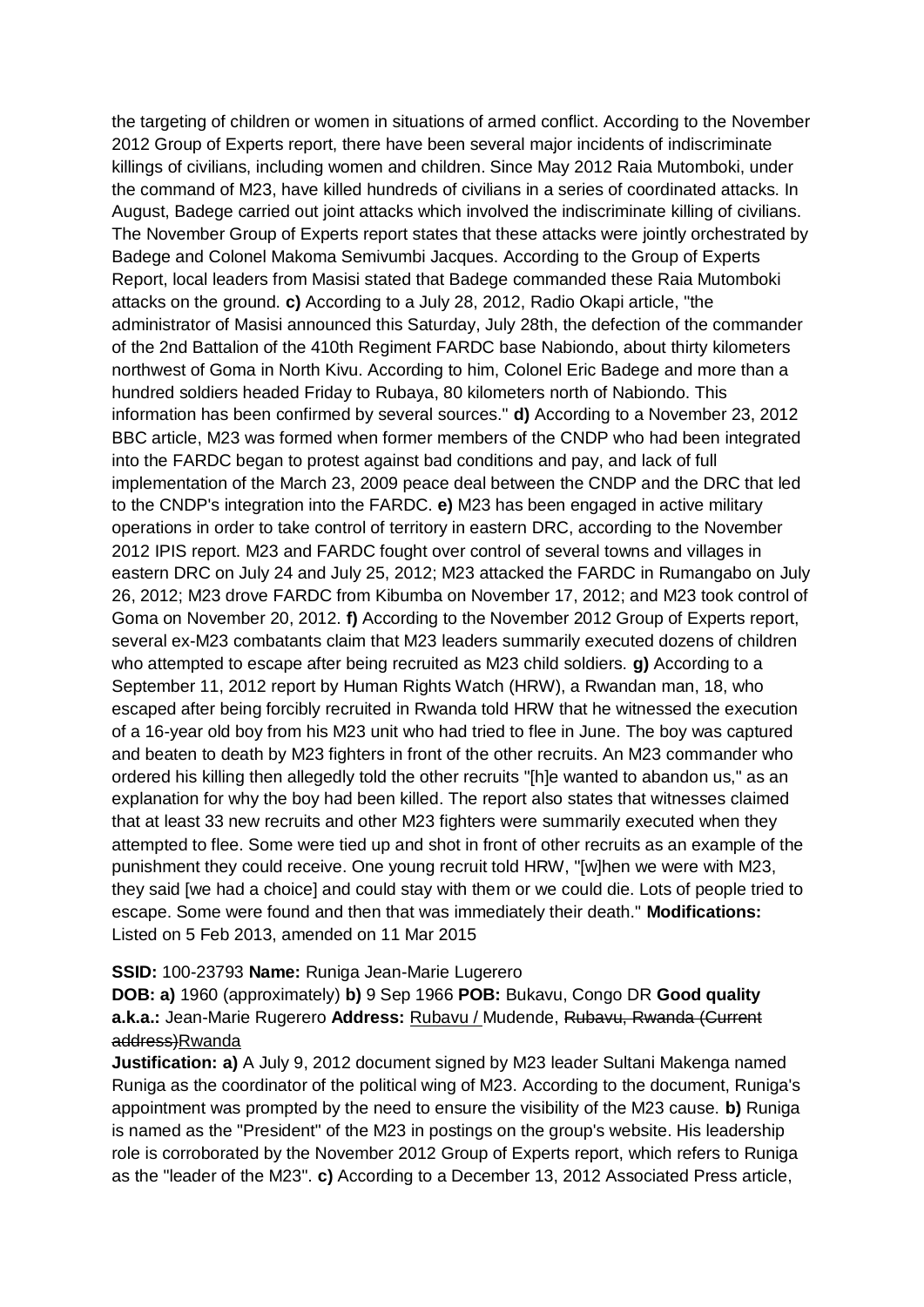the targeting of children or women in situations of armed conflict. According to the November 2012 Group of Experts report, there have been several major incidents of indiscriminate killings of civilians, including women and children. Since May 2012 Raia Mutomboki, under the command of M23, have killed hundreds of civilians in a series of coordinated attacks. In August, Badege carried out joint attacks which involved the indiscriminate killing of civilians. The November Group of Experts report states that these attacks were jointly orchestrated by Badege and Colonel Makoma Semivumbi Jacques. According to the Group of Experts Report, local leaders from Masisi stated that Badege commanded these Raia Mutomboki attacks on the ground. **c)** According to a July 28, 2012, Radio Okapi article, "the administrator of Masisi announced this Saturday, July 28th, the defection of the commander of the 2nd Battalion of the 410th Regiment FARDC base Nabiondo, about thirty kilometers northwest of Goma in North Kivu. According to him, Colonel Eric Badege and more than a hundred soldiers headed Friday to Rubaya, 80 kilometers north of Nabiondo. This information has been confirmed by several sources." **d)** According to a November 23, 2012 BBC article, M23 was formed when former members of the CNDP who had been integrated into the FARDC began to protest against bad conditions and pay, and lack of full implementation of the March 23, 2009 peace deal between the CNDP and the DRC that led to the CNDP's integration into the FARDC. **e)** M23 has been engaged in active military operations in order to take control of territory in eastern DRC, according to the November 2012 IPIS report. M23 and FARDC fought over control of several towns and villages in eastern DRC on July 24 and July 25, 2012; M23 attacked the FARDC in Rumangabo on July 26, 2012; M23 drove FARDC from Kibumba on November 17, 2012; and M23 took control of Goma on November 20, 2012. **f)** According to the November 2012 Group of Experts report, several ex-M23 combatants claim that M23 leaders summarily executed dozens of children who attempted to escape after being recruited as M23 child soldiers. **g)** According to a September 11, 2012 report by Human Rights Watch (HRW), a Rwandan man, 18, who escaped after being forcibly recruited in Rwanda told HRW that he witnessed the execution of a 16-year old boy from his M23 unit who had tried to flee in June. The boy was captured and beaten to death by M23 fighters in front of the other recruits. An M23 commander who ordered his killing then allegedly told the other recruits "[h]e wanted to abandon us," as an explanation for why the boy had been killed. The report also states that witnesses claimed that at least 33 new recruits and other M23 fighters were summarily executed when they attempted to flee. Some were tied up and shot in front of other recruits as an example of the punishment they could receive. One young recruit told HRW, "[w]hen we were with M23, they said [we had a choice] and could stay with them or we could die. Lots of people tried to escape. Some were found and then that was immediately their death." **Modifications:** Listed on 5 Feb 2013, amended on 11 Mar 2015

**SSID:** 100-23793 **Name:** Runiga Jean-Marie Lugerero
**DOB: a)** 1960 (approximately) **b)** 9 Sep 1966 **POB:** Bukavu, Congo DR **Good quality a.k.a.:** Jean-Marie Rugerero **Address:** Rubavu / Mudende, ~~Rubavu, Rwanda (Current address)~~Rwanda
**Justification: a)** A July 9, 2012 document signed by M23 leader Sultani Makenga named Runiga as the coordinator of the political wing of M23. According to the document, Runiga's appointment was prompted by the need to ensure the visibility of the M23 cause. **b)** Runiga is named as the "President" of the M23 in postings on the group's website. His leadership role is corroborated by the November 2012 Group of Experts report, which refers to Runiga as the "leader of the M23". **c)** According to a December 13, 2012 Associated Press article,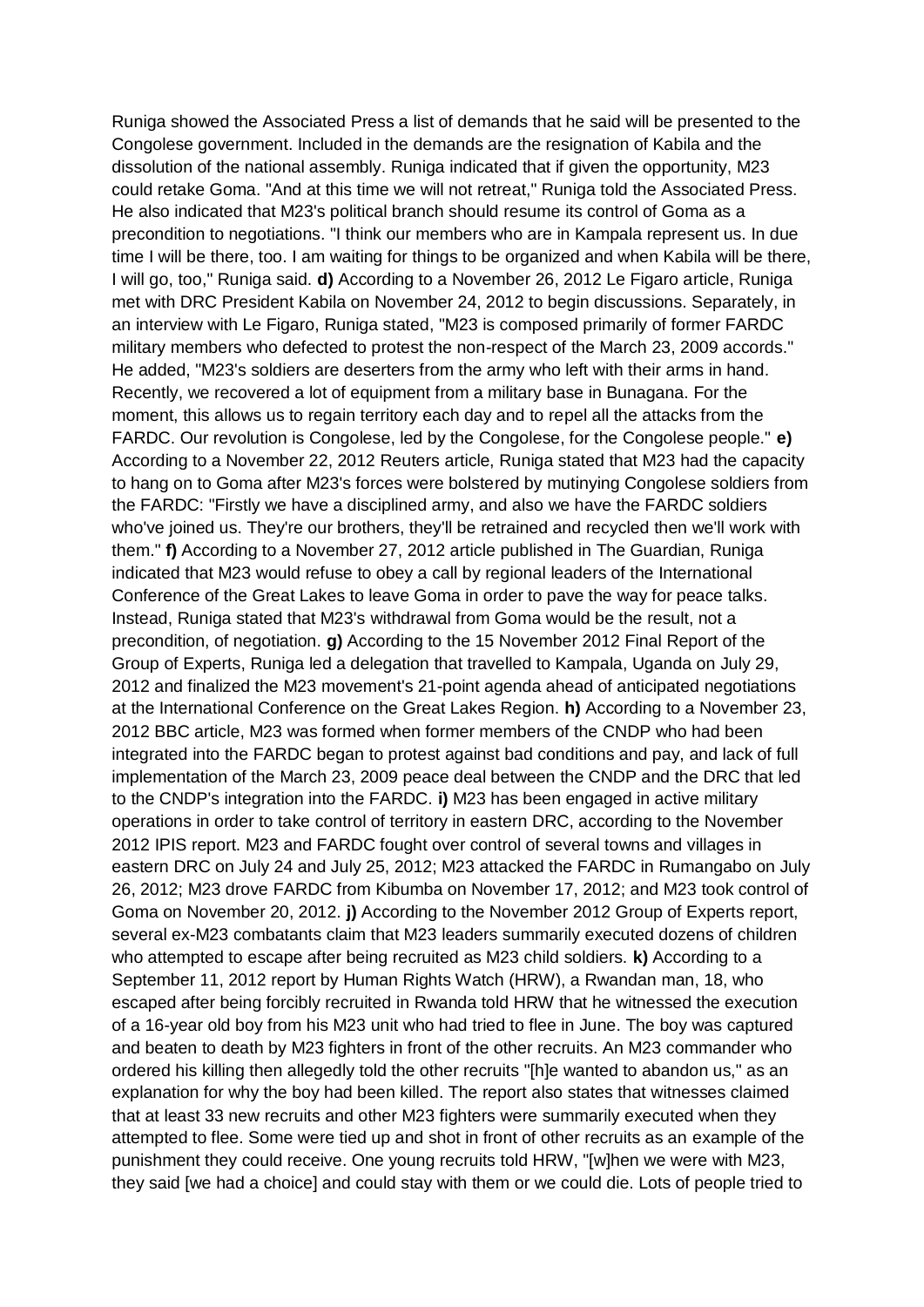Runiga showed the Associated Press a list of demands that he said will be presented to the Congolese government. Included in the demands are the resignation of Kabila and the dissolution of the national assembly. Runiga indicated that if given the opportunity, M23 could retake Goma. "And at this time we will not retreat," Runiga told the Associated Press. He also indicated that M23's political branch should resume its control of Goma as a precondition to negotiations. "I think our members who are in Kampala represent us. In due time I will be there, too. I am waiting for things to be organized and when Kabila will be there, I will go, too," Runiga said. **d)** According to a November 26, 2012 Le Figaro article, Runiga met with DRC President Kabila on November 24, 2012 to begin discussions. Separately, in an interview with Le Figaro, Runiga stated, "M23 is composed primarily of former FARDC military members who defected to protest the non-respect of the March 23, 2009 accords." He added, "M23's soldiers are deserters from the army who left with their arms in hand. Recently, we recovered a lot of equipment from a military base in Bunagana. For the moment, this allows us to regain territory each day and to repel all the attacks from the FARDC. Our revolution is Congolese, led by the Congolese, for the Congolese people." **e)** According to a November 22, 2012 Reuters article, Runiga stated that M23 had the capacity to hang on to Goma after M23's forces were bolstered by mutinying Congolese soldiers from the FARDC: "Firstly we have a disciplined army, and also we have the FARDC soldiers who've joined us. They're our brothers, they'll be retrained and recycled then we'll work with them." **f)** According to a November 27, 2012 article published in The Guardian, Runiga indicated that M23 would refuse to obey a call by regional leaders of the International Conference of the Great Lakes to leave Goma in order to pave the way for peace talks. Instead, Runiga stated that M23's withdrawal from Goma would be the result, not a precondition, of negotiation. **g)** According to the 15 November 2012 Final Report of the Group of Experts, Runiga led a delegation that travelled to Kampala, Uganda on July 29, 2012 and finalized the M23 movement's 21-point agenda ahead of anticipated negotiations at the International Conference on the Great Lakes Region. **h)** According to a November 23, 2012 BBC article, M23 was formed when former members of the CNDP who had been integrated into the FARDC began to protest against bad conditions and pay, and lack of full implementation of the March 23, 2009 peace deal between the CNDP and the DRC that led to the CNDP's integration into the FARDC. **i)** M23 has been engaged in active military operations in order to take control of territory in eastern DRC, according to the November 2012 IPIS report. M23 and FARDC fought over control of several towns and villages in eastern DRC on July 24 and July 25, 2012; M23 attacked the FARDC in Rumangabo on July 26, 2012; M23 drove FARDC from Kibumba on November 17, 2012; and M23 took control of Goma on November 20, 2012. **j)** According to the November 2012 Group of Experts report, several ex-M23 combatants claim that M23 leaders summarily executed dozens of children who attempted to escape after being recruited as M23 child soldiers. **k)** According to a September 11, 2012 report by Human Rights Watch (HRW), a Rwandan man, 18, who escaped after being forcibly recruited in Rwanda told HRW that he witnessed the execution of a 16-year old boy from his M23 unit who had tried to flee in June. The boy was captured and beaten to death by M23 fighters in front of the other recruits. An M23 commander who ordered his killing then allegedly told the other recruits "[h]e wanted to abandon us," as an explanation for why the boy had been killed. The report also states that witnesses claimed that at least 33 new recruits and other M23 fighters were summarily executed when they attempted to flee. Some were tied up and shot in front of other recruits as an example of the punishment they could receive. One young recruits told HRW, "[w]hen we were with M23, they said [we had a choice] and could stay with them or we could die. Lots of people tried to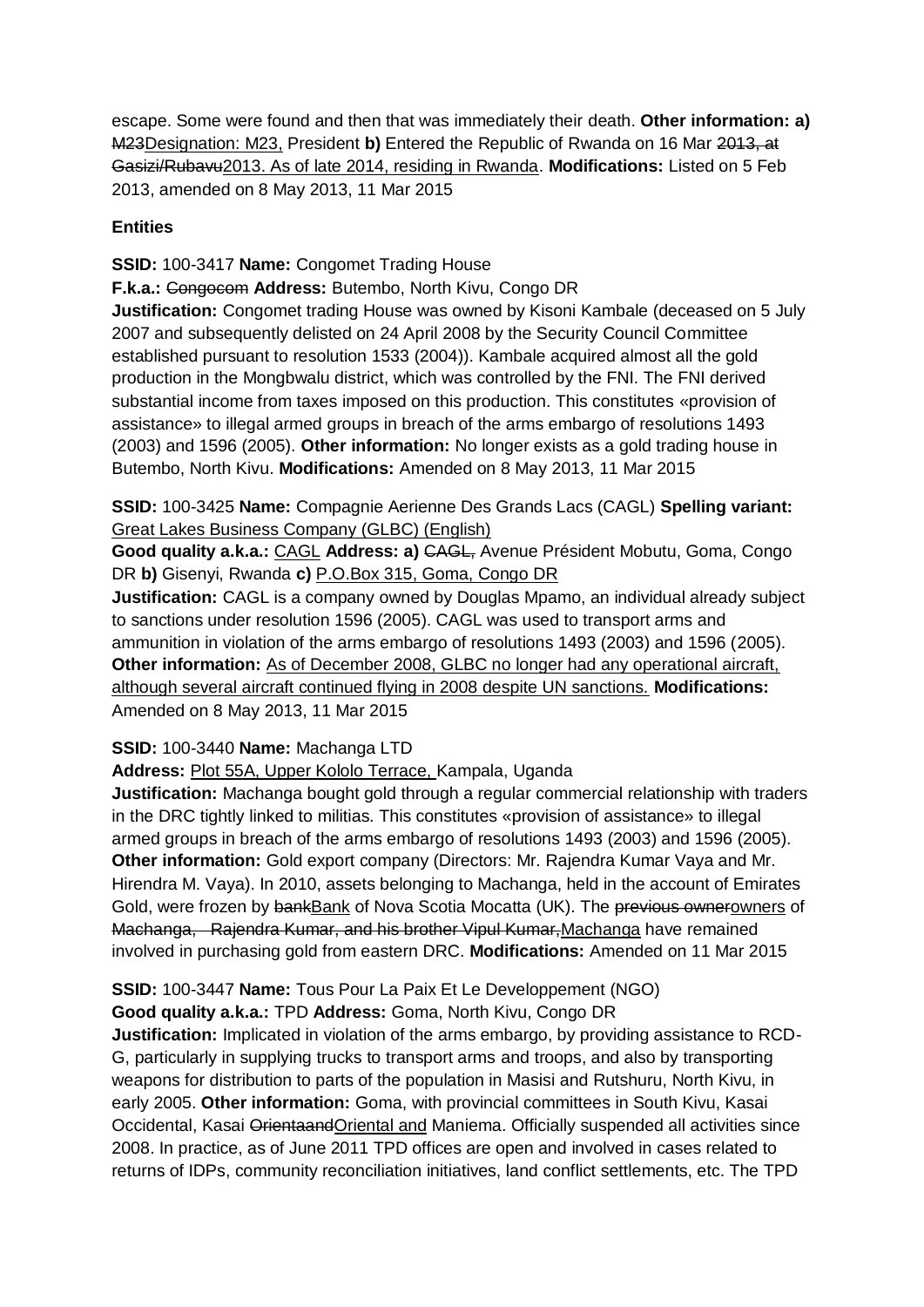escape. Some were found and then that was immediately their death. **Other information: a)** ~~M23~~Designation: M23, President **b)** Entered the Republic of Rwanda on 16 Mar ~~2013, at Gasizi/Rubavu~~2013. As of late 2014, residing in Rwanda. **Modifications:** Listed on 5 Feb 2013, amended on 8 May 2013, 11 Mar 2015

**Entities**

**SSID:** 100-3417 **Name:** Congomet Trading House

**F.k.a.:** ~~Congocom~~ **Address:** Butembo, North Kivu, Congo DR

**Justification:** Congomet trading House was owned by Kisoni Kambale (deceased on 5 July 2007 and subsequently delisted on 24 April 2008 by the Security Council Committee established pursuant to resolution 1533 (2004)). Kambale acquired almost all the gold production in the Mongbwalu district, which was controlled by the FNI. The FNI derived substantial income from taxes imposed on this production. This constitutes «provision of assistance» to illegal armed groups in breach of the arms embargo of resolutions 1493 (2003) and 1596 (2005). **Other information:** No longer exists as a gold trading house in Butembo, North Kivu. **Modifications:** Amended on 8 May 2013, 11 Mar 2015

**SSID:** 100-3425 **Name:** Compagnie Aerienne Des Grands Lacs (CAGL) **Spelling variant:** Great Lakes Business Company (GLBC) (English)

**Good quality a.k.a.:** CAGL **Address: a)** ~~CAGL,~~ Avenue Président Mobutu, Goma, Congo DR **b)** Gisenyi, Rwanda **c)** P.O.Box 315, Goma, Congo DR

**Justification:** CAGL is a company owned by Douglas Mpamo, an individual already subject to sanctions under resolution 1596 (2005). CAGL was used to transport arms and ammunition in violation of the arms embargo of resolutions 1493 (2003) and 1596 (2005). **Other information:** As of December 2008, GLBC no longer had any operational aircraft, although several aircraft continued flying in 2008 despite UN sanctions. **Modifications:** Amended on 8 May 2013, 11 Mar 2015

**SSID:** 100-3440 **Name:** Machanga LTD

**Address:** Plot 55A, Upper Kololo Terrace, Kampala, Uganda

**Justification:** Machanga bought gold through a regular commercial relationship with traders in the DRC tightly linked to militias. This constitutes «provision of assistance» to illegal armed groups in breach of the arms embargo of resolutions 1493 (2003) and 1596 (2005). **Other information:** Gold export company (Directors: Mr. Rajendra Kumar Vaya and Mr. Hirendra M. Vaya). In 2010, assets belonging to Machanga, held in the account of Emirates Gold, were frozen by ~~bank~~Bank of Nova Scotia Mocatta (UK). The ~~previous owner~~owners of ~~Machanga, Rajendra Kumar, and his brother Vipul Kumar,~~Machanga have remained involved in purchasing gold from eastern DRC. **Modifications:** Amended on 11 Mar 2015

**SSID:** 100-3447 **Name:** Tous Pour La Paix Et Le Developpement (NGO)

**Good quality a.k.a.:** TPD **Address:** Goma, North Kivu, Congo DR

**Justification:** Implicated in violation of the arms embargo, by providing assistance to RCD-G, particularly in supplying trucks to transport arms and troops, and also by transporting weapons for distribution to parts of the population in Masisi and Rutshuru, North Kivu, in early 2005. **Other information:** Goma, with provincial committees in South Kivu, Kasai Occidental, Kasai ~~Orientaand~~Oriental and Maniema. Officially suspended all activities since 2008. In practice, as of June 2011 TPD offices are open and involved in cases related to returns of IDPs, community reconciliation initiatives, land conflict settlements, etc. The TPD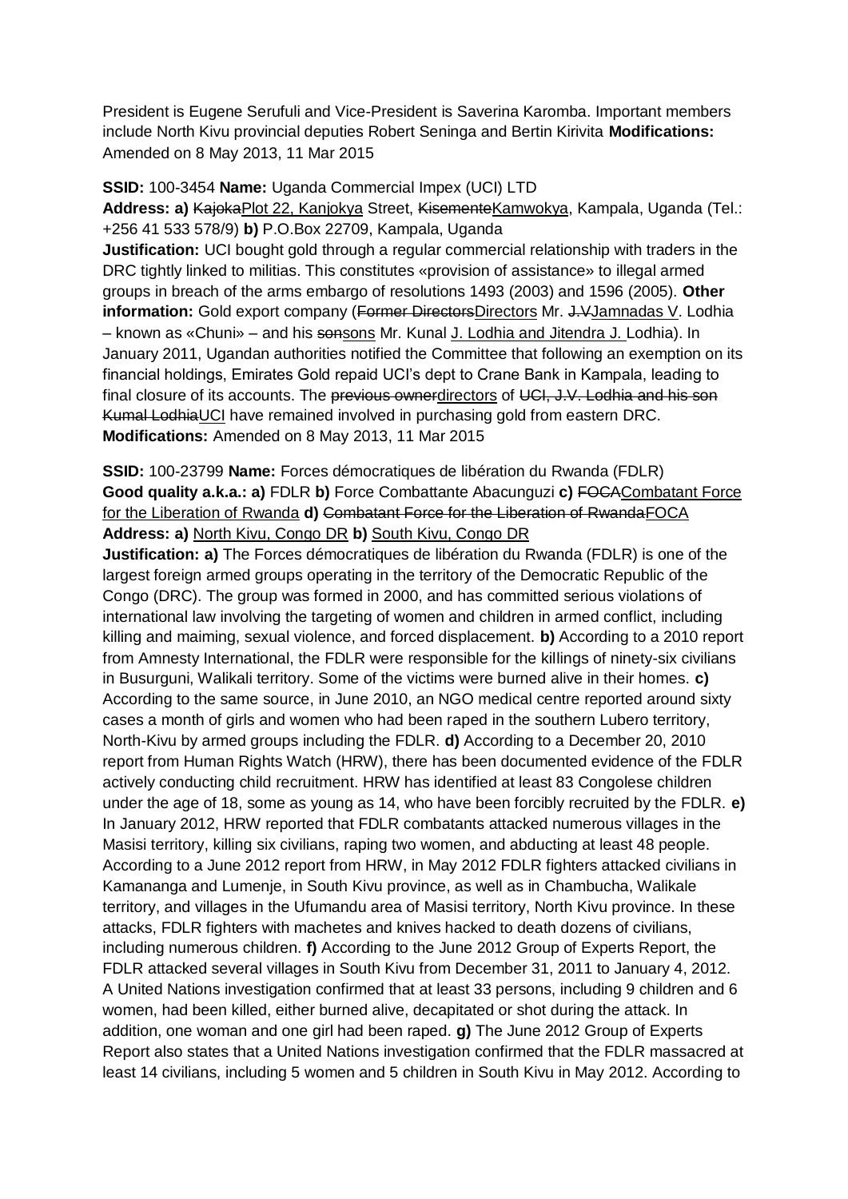President is Eugene Serufuli and Vice-President is Saverina Karomba. Important members include North Kivu provincial deputies Robert Seninga and Bertin Kirivita **Modifications:** Amended on 8 May 2013, 11 Mar 2015

**SSID:** 100-3454 **Name:** Uganda Commercial Impex (UCI) LTD
**Address: a)** ~~Kajoka~~Plot 22, Kanjokya Street, ~~Kisemente~~Kamwokya, Kampala, Uganda (Tel.: +256 41 533 578/9) **b)** P.O.Box 22709, Kampala, Uganda
**Justification:** UCI bought gold through a regular commercial relationship with traders in the DRC tightly linked to militias. This constitutes «provision of assistance» to illegal armed groups in breach of the arms embargo of resolutions 1493 (2003) and 1596 (2005). **Other information:** Gold export company (~~Former Directors~~Directors Mr. ~~J.V~~Jamnadas V. Lodhia – known as «Chuni» – and his ~~son~~sons Mr. Kunal J. Lodhia and Jitendra J. Lodhia). In January 2011, Ugandan authorities notified the Committee that following an exemption on its financial holdings, Emirates Gold repaid UCI's dept to Crane Bank in Kampala, leading to final closure of its accounts. The ~~previous owner~~directors of ~~UCI, J.V. Lodhia and his son Kumal Lodhia~~UCI have remained involved in purchasing gold from eastern DRC. **Modifications:** Amended on 8 May 2013, 11 Mar 2015

**SSID:** 100-23799 **Name:** Forces démocratiques de libération du Rwanda (FDLR)
**Good quality a.k.a.: a)** FDLR **b)** Force Combattante Abacunguzi **c)** ~~FOCA~~Combatant Force for the Liberation of Rwanda **d)** ~~Combatant Force for the Liberation of Rwanda~~FOCA
**Address: a)** North Kivu, Congo DR **b)** South Kivu, Congo DR
**Justification: a)** The Forces démocratiques de libération du Rwanda (FDLR) is one of the largest foreign armed groups operating in the territory of the Democratic Republic of the Congo (DRC). The group was formed in 2000, and has committed serious violations of international law involving the targeting of women and children in armed conflict, including killing and maiming, sexual violence, and forced displacement. **b)** According to a 2010 report from Amnesty International, the FDLR were responsible for the killings of ninety-six civilians in Busurguni, Walikali territory. Some of the victims were burned alive in their homes. **c)** According to the same source, in June 2010, an NGO medical centre reported around sixty cases a month of girls and women who had been raped in the southern Lubero territory, North-Kivu by armed groups including the FDLR. **d)** According to a December 20, 2010 report from Human Rights Watch (HRW), there has been documented evidence of the FDLR actively conducting child recruitment. HRW has identified at least 83 Congolese children under the age of 18, some as young as 14, who have been forcibly recruited by the FDLR. **e)** In January 2012, HRW reported that FDLR combatants attacked numerous villages in the Masisi territory, killing six civilians, raping two women, and abducting at least 48 people. According to a June 2012 report from HRW, in May 2012 FDLR fighters attacked civilians in Kamananga and Lumenje, in South Kivu province, as well as in Chambucha, Walikale territory, and villages in the Ufumandu area of Masisi territory, North Kivu province. In these attacks, FDLR fighters with machetes and knives hacked to death dozens of civilians, including numerous children. **f)** According to the June 2012 Group of Experts Report, the FDLR attacked several villages in South Kivu from December 31, 2011 to January 4, 2012. A United Nations investigation confirmed that at least 33 persons, including 9 children and 6 women, had been killed, either burned alive, decapitated or shot during the attack. In addition, one woman and one girl had been raped. **g)** The June 2012 Group of Experts Report also states that a United Nations investigation confirmed that the FDLR massacred at least 14 civilians, including 5 women and 5 children in South Kivu in May 2012. According to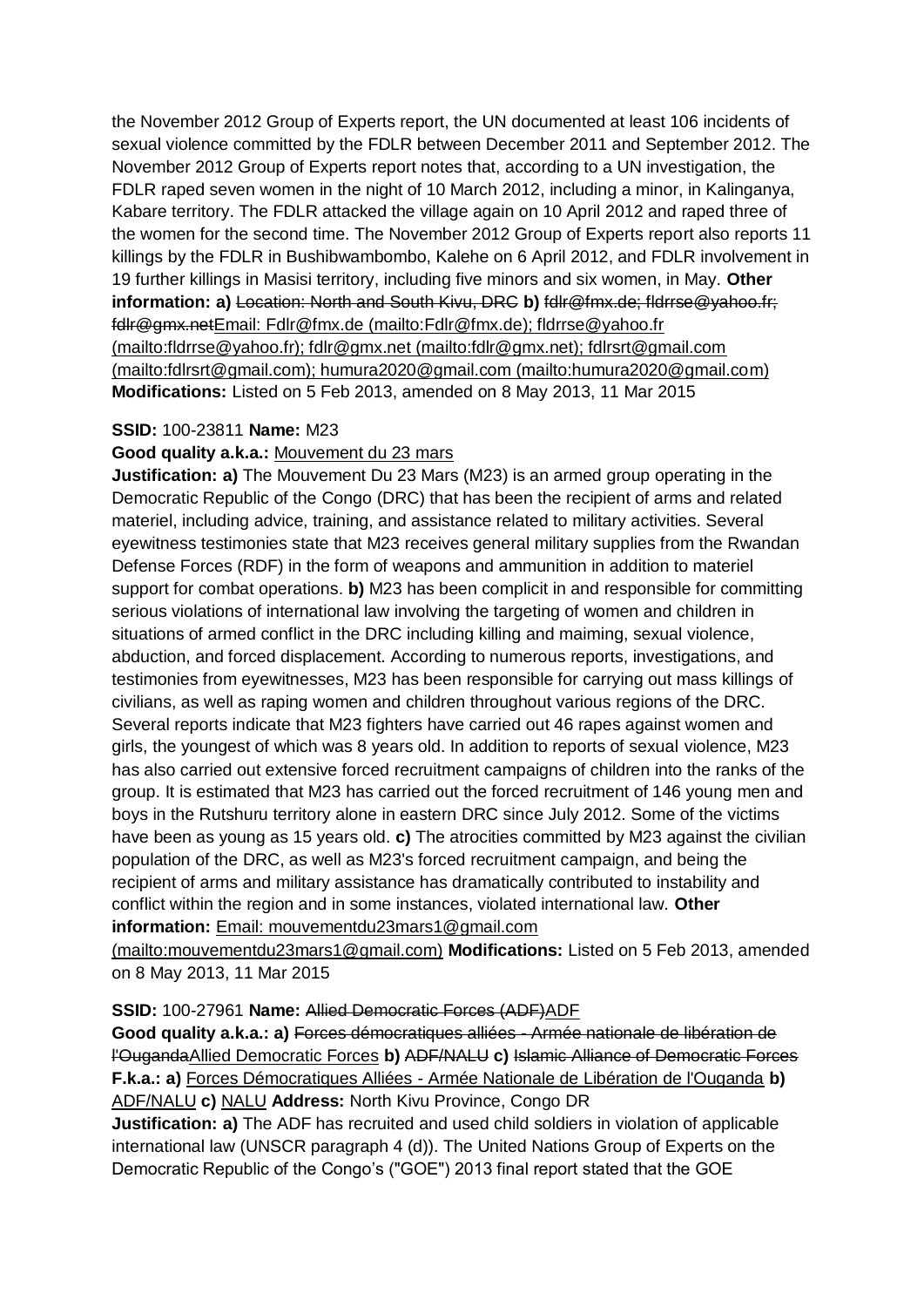the November 2012 Group of Experts report, the UN documented at least 106 incidents of sexual violence committed by the FDLR between December 2011 and September 2012. The November 2012 Group of Experts report notes that, according to a UN investigation, the FDLR raped seven women in the night of 10 March 2012, including a minor, in Kalinganya, Kabare territory. The FDLR attacked the village again on 10 April 2012 and raped three of the women for the second time. The November 2012 Group of Experts report also reports 11 killings by the FDLR in Bushibwambombo, Kalehe on 6 April 2012, and FDLR involvement in 19 further killings in Masisi territory, including five minors and six women, in May. **Other information: a)** ~~Location: North and South Kivu, DRC~~ **b)** ~~fdlr@fmx.de; fldrrse@yahoo.fr; fdlr@gmx.net~~<u>Email: Fdlr@fmx.de (mailto:Fdlr@fmx.de); fldrrse@yahoo.fr (mailto:fldrrse@yahoo.fr); fdlr@gmx.net (mailto:fdlr@gmx.net); fdlrsrt@gmail.com (mailto:fdlrsrt@gmail.com); humura2020@gmail.com (mailto:humura2020@gmail.com)</u> **Modifications:** Listed on 5 Feb 2013, amended on 8 May 2013, 11 Mar 2015

**SSID:** 100-23811 **Name:** M23

**Good quality a.k.a.:** <u>Mouvement du 23 mars</u>

**Justification: a)** The Mouvement Du 23 Mars (M23) is an armed group operating in the Democratic Republic of the Congo (DRC) that has been the recipient of arms and related materiel, including advice, training, and assistance related to military activities. Several eyewitness testimonies state that M23 receives general military supplies from the Rwandan Defense Forces (RDF) in the form of weapons and ammunition in addition to materiel support for combat operations. **b)** M23 has been complicit in and responsible for committing serious violations of international law involving the targeting of women and children in situations of armed conflict in the DRC including killing and maiming, sexual violence, abduction, and forced displacement. According to numerous reports, investigations, and testimonies from eyewitnesses, M23 has been responsible for carrying out mass killings of civilians, as well as raping women and children throughout various regions of the DRC. Several reports indicate that M23 fighters have carried out 46 rapes against women and girls, the youngest of which was 8 years old. In addition to reports of sexual violence, M23 has also carried out extensive forced recruitment campaigns of children into the ranks of the group. It is estimated that M23 has carried out the forced recruitment of 146 young men and boys in the Rutshuru territory alone in eastern DRC since July 2012. Some of the victims have been as young as 15 years old. **c)** The atrocities committed by M23 against the civilian population of the DRC, as well as M23's forced recruitment campaign, and being the recipient of arms and military assistance has dramatically contributed to instability and conflict within the region and in some instances, violated international law. **Other information:** <u>Email: mouvementdu23mars1@gmail.com (mailto:mouvementdu23mars1@gmail.com)</u> **Modifications:** Listed on 5 Feb 2013, amended on 8 May 2013, 11 Mar 2015

**SSID:** 100-27961 **Name:** ~~Allied Democratic Forces (ADF)~~<u>ADF</u>

**Good quality a.k.a.: a)** ~~Forces démocratiques alliées - Armée nationale de libération de l'Ouganda~~<u>Allied Democratic Forces</u> **b)** ~~ADF/NALU~~ **c)** ~~Islamic Alliance of Democratic Forces~~

**F.k.a.: a)** <u>Forces Démocratiques Alliées - Armée Nationale de Libération de l'Ouganda</u> **b)** <u>ADF/NALU</u> **c)** <u>NALU</u> **Address:** North Kivu Province, Congo DR

**Justification: a)** The ADF has recruited and used child soldiers in violation of applicable international law (UNSCR paragraph 4 (d)). The United Nations Group of Experts on the Democratic Republic of the Congo's ("GOE") 2013 final report stated that the GOE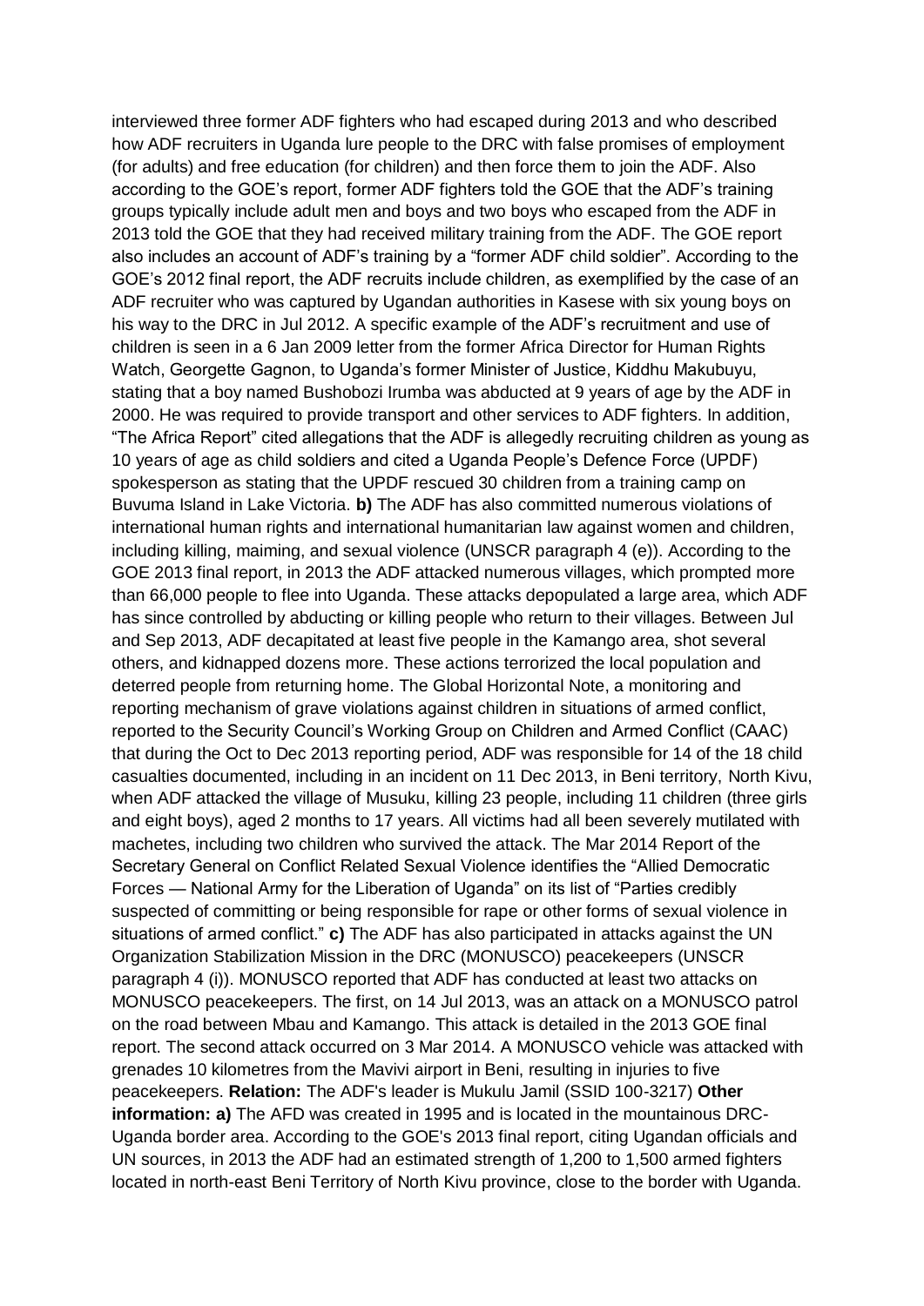interviewed three former ADF fighters who had escaped during 2013 and who described how ADF recruiters in Uganda lure people to the DRC with false promises of employment (for adults) and free education (for children) and then force them to join the ADF. Also according to the GOE's report, former ADF fighters told the GOE that the ADF's training groups typically include adult men and boys and two boys who escaped from the ADF in 2013 told the GOE that they had received military training from the ADF. The GOE report also includes an account of ADF's training by a "former ADF child soldier". According to the GOE's 2012 final report, the ADF recruits include children, as exemplified by the case of an ADF recruiter who was captured by Ugandan authorities in Kasese with six young boys on his way to the DRC in Jul 2012. A specific example of the ADF's recruitment and use of children is seen in a 6 Jan 2009 letter from the former Africa Director for Human Rights Watch, Georgette Gagnon, to Uganda's former Minister of Justice, Kiddhu Makubuyu, stating that a boy named Bushobozi Irumba was abducted at 9 years of age by the ADF in 2000. He was required to provide transport and other services to ADF fighters. In addition, "The Africa Report" cited allegations that the ADF is allegedly recruiting children as young as 10 years of age as child soldiers and cited a Uganda People's Defence Force (UPDF) spokesperson as stating that the UPDF rescued 30 children from a training camp on Buvuma Island in Lake Victoria. **b)** The ADF has also committed numerous violations of international human rights and international humanitarian law against women and children, including killing, maiming, and sexual violence (UNSCR paragraph 4 (e)). According to the GOE 2013 final report, in 2013 the ADF attacked numerous villages, which prompted more than 66,000 people to flee into Uganda. These attacks depopulated a large area, which ADF has since controlled by abducting or killing people who return to their villages. Between Jul and Sep 2013, ADF decapitated at least five people in the Kamango area, shot several others, and kidnapped dozens more. These actions terrorized the local population and deterred people from returning home. The Global Horizontal Note, a monitoring and reporting mechanism of grave violations against children in situations of armed conflict, reported to the Security Council's Working Group on Children and Armed Conflict (CAAC) that during the Oct to Dec 2013 reporting period, ADF was responsible for 14 of the 18 child casualties documented, including in an incident on 11 Dec 2013, in Beni territory, North Kivu, when ADF attacked the village of Musuku, killing 23 people, including 11 children (three girls and eight boys), aged 2 months to 17 years. All victims had all been severely mutilated with machetes, including two children who survived the attack. The Mar 2014 Report of the Secretary General on Conflict Related Sexual Violence identifies the "Allied Democratic Forces — National Army for the Liberation of Uganda" on its list of "Parties credibly suspected of committing or being responsible for rape or other forms of sexual violence in situations of armed conflict." **c)** The ADF has also participated in attacks against the UN Organization Stabilization Mission in the DRC (MONUSCO) peacekeepers (UNSCR paragraph 4 (i)). MONUSCO reported that ADF has conducted at least two attacks on MONUSCO peacekeepers. The first, on 14 Jul 2013, was an attack on a MONUSCO patrol on the road between Mbau and Kamango. This attack is detailed in the 2013 GOE final report. The second attack occurred on 3 Mar 2014. A MONUSCO vehicle was attacked with grenades 10 kilometres from the Mavivi airport in Beni, resulting in injuries to five peacekeepers. **Relation:** The ADF's leader is Mukulu Jamil (SSID 100-3217) **Other information: a)** The AFD was created in 1995 and is located in the mountainous DRC-Uganda border area. According to the GOE's 2013 final report, citing Ugandan officials and UN sources, in 2013 the ADF had an estimated strength of 1,200 to 1,500 armed fighters located in north-east Beni Territory of North Kivu province, close to the border with Uganda.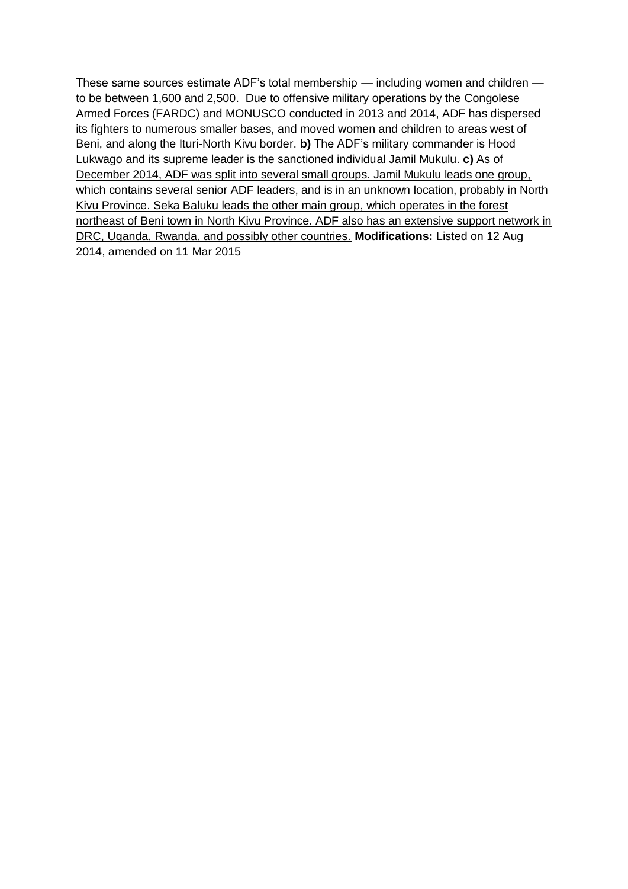These same sources estimate ADF's total membership — including women and children — to be between 1,600 and 2,500. Due to offensive military operations by the Congolese Armed Forces (FARDC) and MONUSCO conducted in 2013 and 2014, ADF has dispersed its fighters to numerous smaller bases, and moved women and children to areas west of Beni, and along the Ituri-North Kivu border. **b)** The ADF's military commander is Hood Lukwago and its supreme leader is the sanctioned individual Jamil Mukulu. **c)** <u>As of December 2014, ADF was split into several small groups. Jamil Mukulu leads one group, which contains several senior ADF leaders, and is in an unknown location, probably in North Kivu Province. Seka Baluku leads the other main group, which operates in the forest northeast of Beni town in North Kivu Province. ADF also has an extensive support network in DRC, Uganda, Rwanda, and possibly other countries.</u> **Modifications:** Listed on 12 Aug 2014, amended on 11 Mar 2015